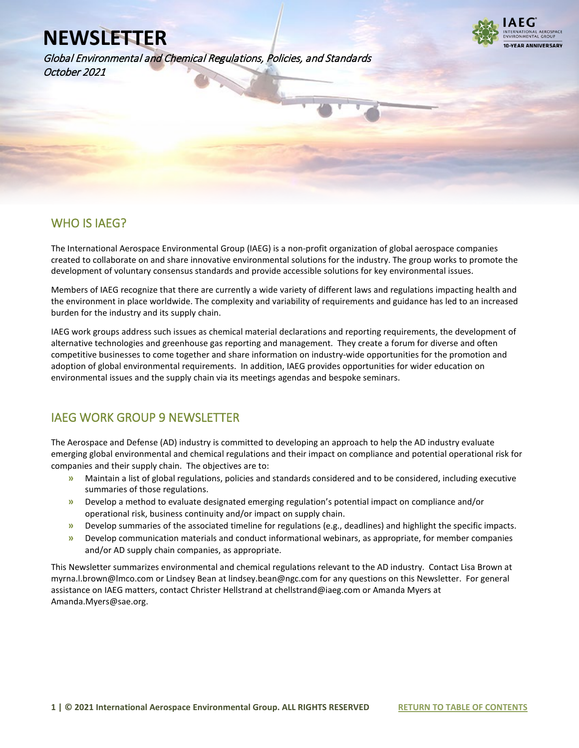# NEWSLETTER

*Global Environmental and Chemical Regulations, Policies, and Standards*
*October 2021*

## WHO IS IAEG?

The International Aerospace Environmental Group (IAEG) is a non-profit organization of global aerospace companies created to collaborate on and share innovative environmental solutions for the industry. The group works to promote the development of voluntary consensus standards and provide accessible solutions for key environmental issues.

Members of IAEG recognize that there are currently a wide variety of different laws and regulations impacting health and the environment in place worldwide. The complexity and variability of requirements and guidance has led to an increased burden for the industry and its supply chain.

IAEG work groups address such issues as chemical material declarations and reporting requirements, the development of alternative technologies and greenhouse gas reporting and management. They create a forum for diverse and often competitive businesses to come together and share information on industry-wide opportunities for the promotion and adoption of global environmental requirements. In addition, IAEG provides opportunities for wider education on environmental issues and the supply chain via its meetings agendas and bespoke seminars.

## IAEG WORK GROUP 9 NEWSLETTER

The Aerospace and Defense (AD) industry is committed to developing an approach to help the AD industry evaluate emerging global environmental and chemical regulations and their impact on compliance and potential operational risk for companies and their supply chain. The objectives are to:

- Maintain a list of global regulations, policies and standards considered and to be considered, including executive summaries of those regulations.
- Develop a method to evaluate designated emerging regulation's potential impact on compliance and/or operational risk, business continuity and/or impact on supply chain.
- Develop summaries of the associated timeline for regulations (e.g., deadlines) and highlight the specific impacts.
- Develop communication materials and conduct informational webinars, as appropriate, for member companies and/or AD supply chain companies, as appropriate.

This Newsletter summarizes environmental and chemical regulations relevant to the AD industry. Contact Lisa Brown at myrna.l.brown@lmco.com or Lindsey Bean at lindsey.bean@ngc.com for any questions on this Newsletter. For general assistance on IAEG matters, contact Christer Hellstrand at chellstrand@iaeg.com or Amanda Myers at Amanda.Myers@sae.org.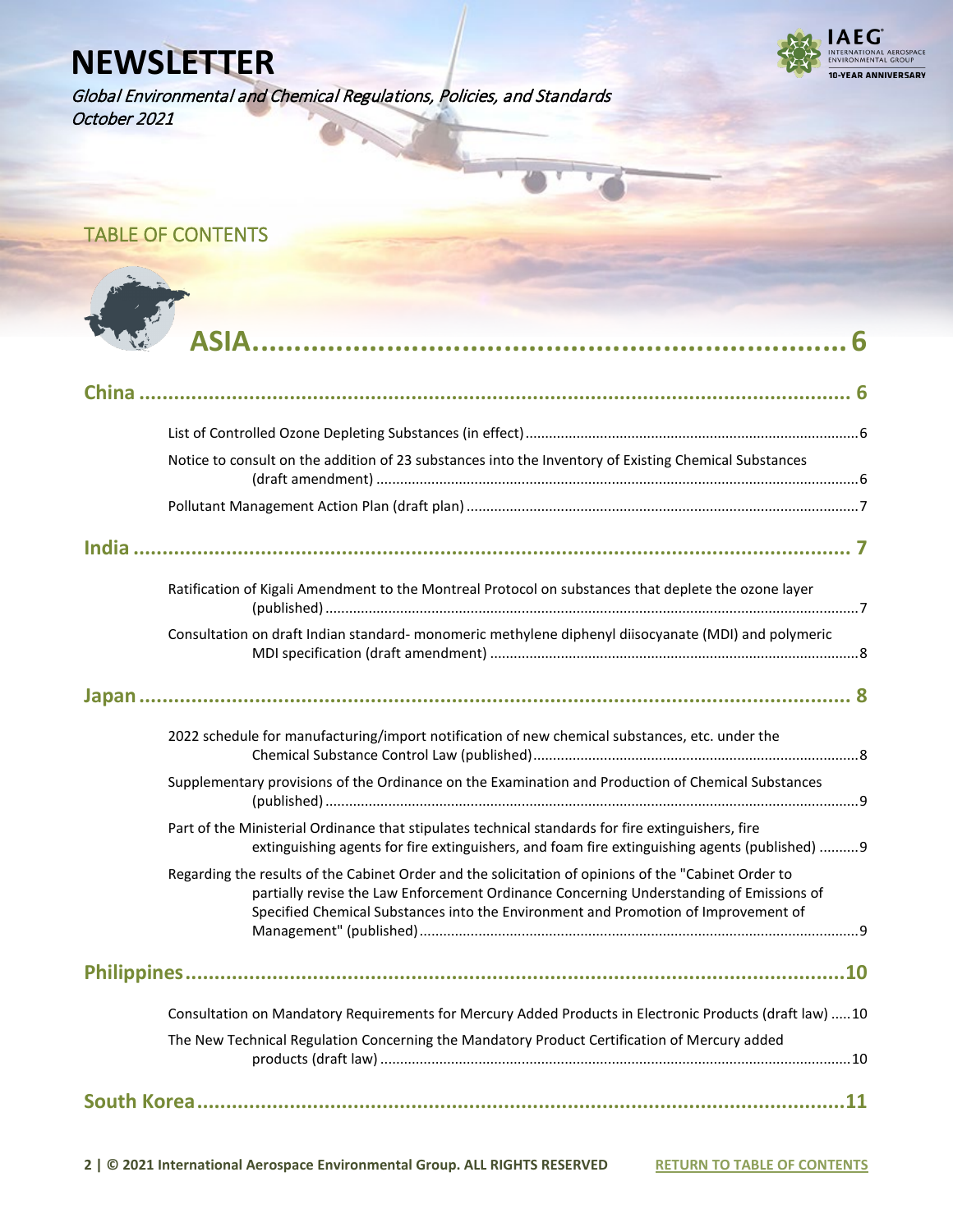# NEWSLETTER

*Global Environmental and Chemical Regulations, Policies, and Standards*
*October 2021*

## TABLE OF CONTENTS

# ASIA ........ 6

## China ........ 6

- List of Controlled Ozone Depleting Substances (in effect) ........ 6
- Notice to consult on the addition of 23 substances into the Inventory of Existing Chemical Substances (draft amendment) ........ 6
- Pollutant Management Action Plan (draft plan) ........ 7

## India ........ 7

- Ratification of Kigali Amendment to the Montreal Protocol on substances that deplete the ozone layer (published) ........ 7
- Consultation on draft Indian standard- monomeric methylene diphenyl diisocyanate (MDI) and polymeric MDI specification (draft amendment) ........ 8

## Japan ........ 8

- 2022 schedule for manufacturing/import notification of new chemical substances, etc. under the Chemical Substance Control Law (published) ........ 8
- Supplementary provisions of the Ordinance on the Examination and Production of Chemical Substances (published) ........ 9
- Part of the Ministerial Ordinance that stipulates technical standards for fire extinguishers, fire extinguishing agents for fire extinguishers, and foam fire extinguishing agents (published) ........ 9
- Regarding the results of the Cabinet Order and the solicitation of opinions of the "Cabinet Order to partially revise the Law Enforcement Ordinance Concerning Understanding of Emissions of Specified Chemical Substances into the Environment and Promotion of Improvement of Management" (published) ........ 9

## Philippines ........ 10

- Consultation on Mandatory Requirements for Mercury Added Products in Electronic Products (draft law) ........ 10
- The New Technical Regulation Concerning the Mandatory Product Certification of Mercury added products (draft law) ........ 10

## South Korea ........ 11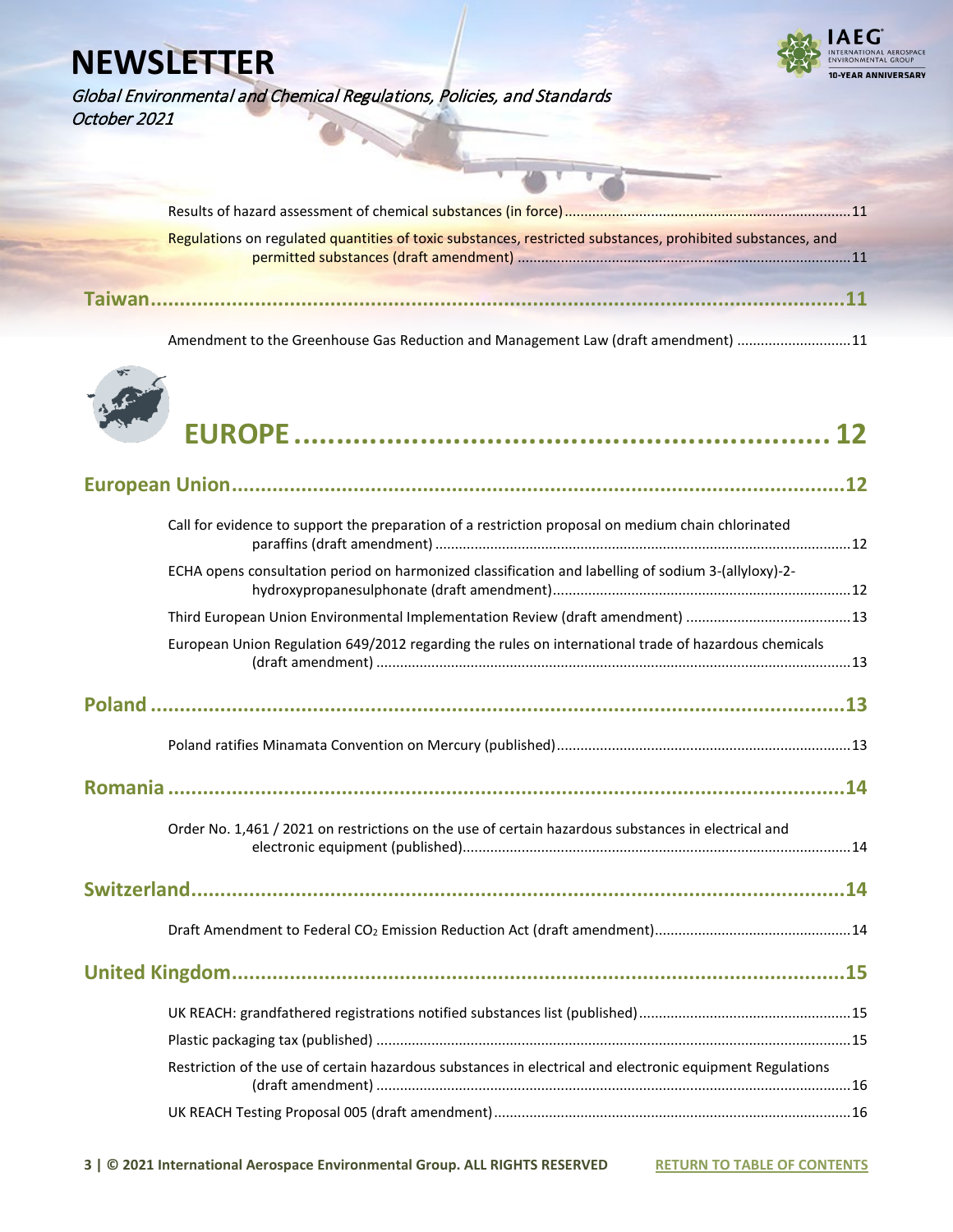Results of hazard assessment of chemical substances (in force) ........ 11

Regulations on regulated quantities of toxic substances, restricted substances, prohibited substances, and permitted substances (draft amendment) ........ 11

**Taiwan** ........ 11

Amendment to the Greenhouse Gas Reduction and Management Law (draft amendment) ........ 11

# EUROPE ........ 12

## European Union ........ 12

Call for evidence to support the preparation of a restriction proposal on medium chain chlorinated paraffins (draft amendment) ........ 12

ECHA opens consultation period on harmonized classification and labelling of sodium 3-(allyloxy)-2-hydroxypropanesulphonate (draft amendment) ........ 12

Third European Union Environmental Implementation Review (draft amendment) ........ 13

European Union Regulation 649/2012 regarding the rules on international trade of hazardous chemicals (draft amendment) ........ 13

## Poland ........ 13

Poland ratifies Minamata Convention on Mercury (published) ........ 13

## Romania ........ 14

Order No. 1,461 / 2021 on restrictions on the use of certain hazardous substances in electrical and electronic equipment (published) ........ 14

## Switzerland ........ 14

Draft Amendment to Federal $CO_2$ Emission Reduction Act (draft amendment) ........ 14

## United Kingdom ........ 15

UK REACH: grandfathered registrations notified substances list (published) ........ 15

Plastic packaging tax (published) ........ 15

Restriction of the use of certain hazardous substances in electrical and electronic equipment Regulations (draft amendment) ........ 16

UK REACH Testing Proposal 005 (draft amendment) ........ 16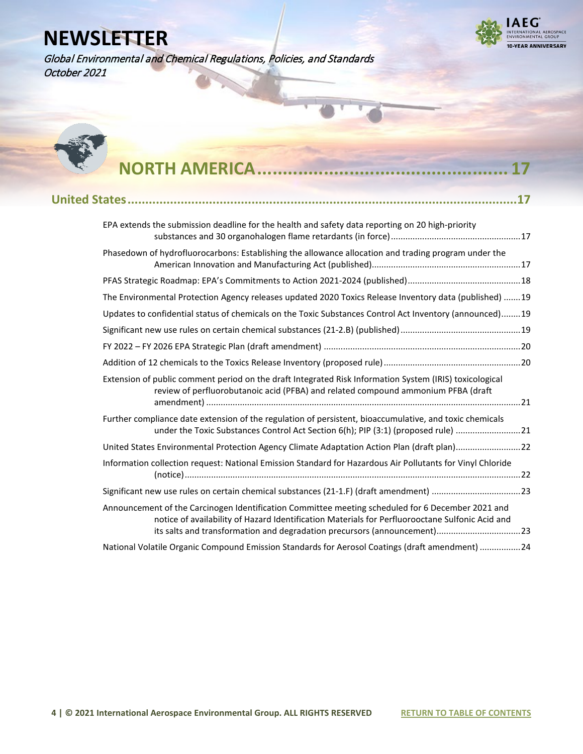# NORTH AMERICA ............................................... 17

## United States ........................................................................................................17

EPA extends the submission deadline for the health and safety data reporting on 20 high-priority substances and 30 organohalogen flame retardants (in force) ......................................................17

Phasedown of hydrofluorocarbons: Establishing the allowance allocation and trading program under the American Innovation and Manufacturing Act (published) ..............................................................17

PFAS Strategic Roadmap: EPA's Commitments to Action 2021-2024 (published) ...............................................18

The Environmental Protection Agency releases updated 2020 Toxics Release Inventory data (published) .......19

Updates to confidential status of chemicals on the Toxic Substances Control Act Inventory (announced) ........19

Significant new use rules on certain chemical substances (21-2.B) (published) .................................................19

FY 2022 – FY 2026 EPA Strategic Plan (draft amendment) ..................................................................................20

Addition of 12 chemicals to the Toxics Release Inventory (proposed rule) .........................................................20

Extension of public comment period on the draft Integrated Risk Information System (IRIS) toxicological review of perfluorobutanoic acid (PFBA) and related compound ammonium PFBA (draft amendment) ...................................................................................................................................21

Further compliance date extension of the regulation of persistent, bioaccumulative, and toxic chemicals under the Toxic Substances Control Act Section 6(h); PIP (3:1) (proposed rule) ...........................21

United States Environmental Protection Agency Climate Adaptation Action Plan (draft plan) ...........................22

Information collection request: National Emission Standard for Hazardous Air Pollutants for Vinyl Chloride (notice) ............................................................................................................................................22

Significant new use rules on certain chemical substances (21-1.F) (draft amendment) .....................................23

Announcement of the Carcinogen Identification Committee meeting scheduled for 6 December 2021 and notice of availability of Hazard Identification Materials for Perfluorooctane Sulfonic Acid and its salts and transformation and degradation precursors (announcement) ...................................23

National Volatile Organic Compound Emission Standards for Aerosol Coatings (draft amendment) .................24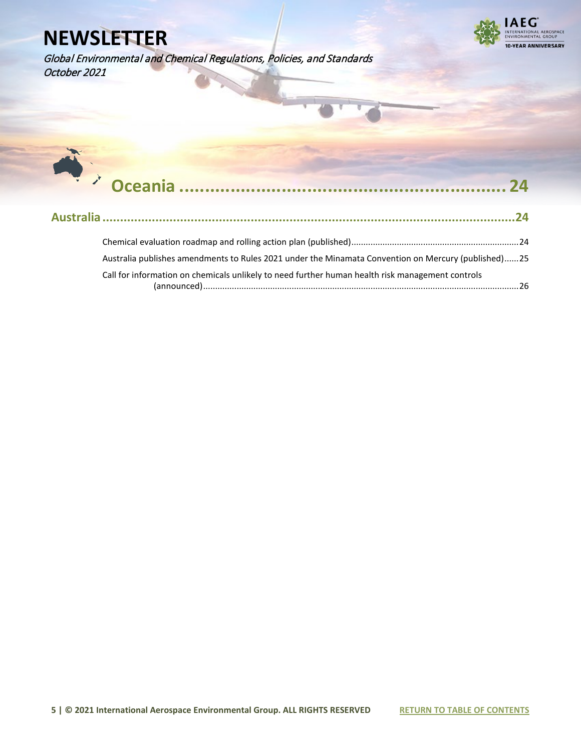# Oceania ........................................................ 24

## Australia ........................................................ 24

Chemical evaluation roadmap and rolling action plan (published) ........................................................ 24

Australia publishes amendments to Rules 2021 under the Minamata Convention on Mercury (published) ...... 25

Call for information on chemicals unlikely to need further human health risk management controls (announced) ........................................................ 26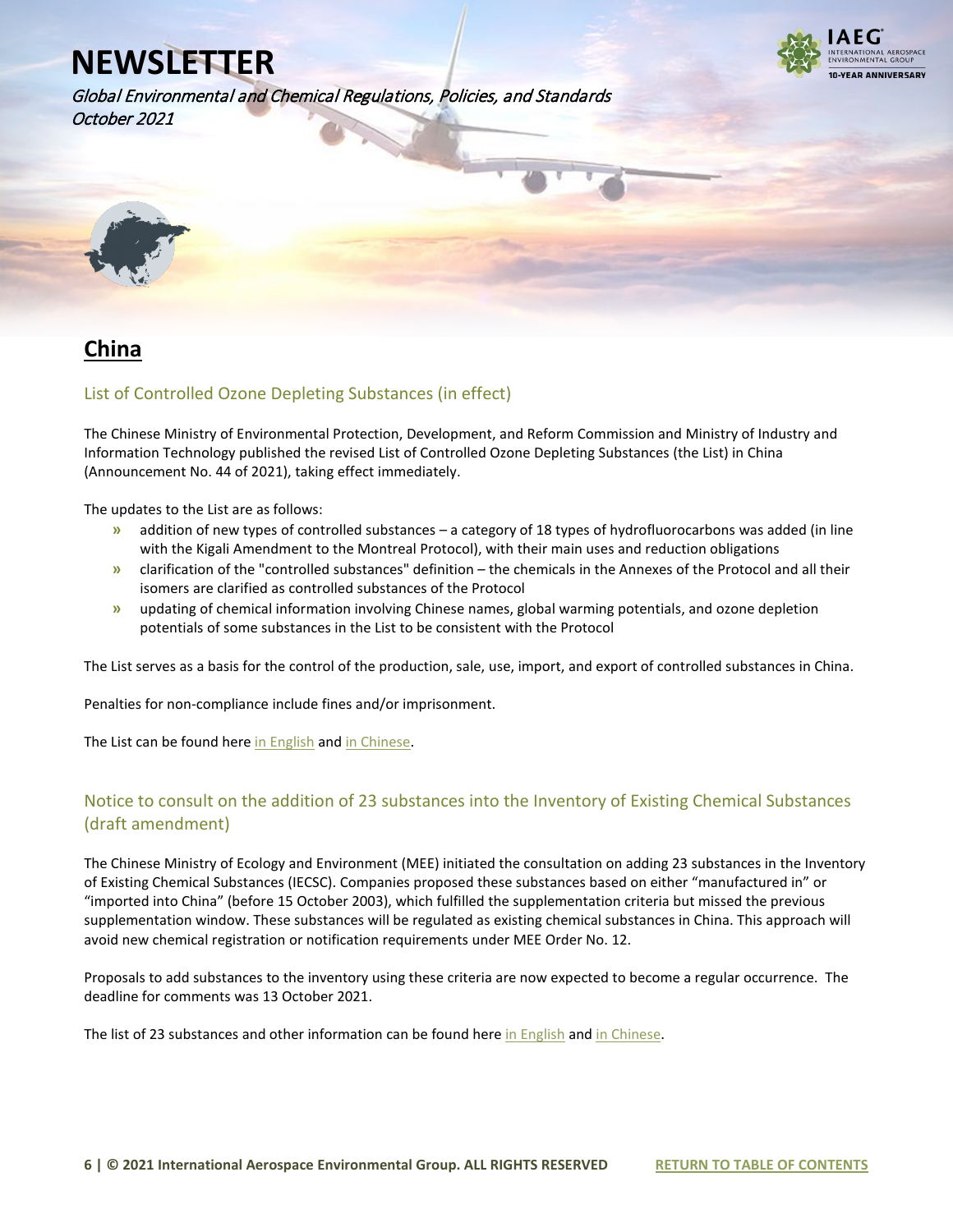## China

### List of Controlled Ozone Depleting Substances (in effect)

The Chinese Ministry of Environmental Protection, Development, and Reform Commission and Ministry of Industry and Information Technology published the revised List of Controlled Ozone Depleting Substances (the List) in China (Announcement No. 44 of 2021), taking effect immediately.

The updates to the List are as follows:

- addition of new types of controlled substances – a category of 18 types of hydrofluorocarbons was added (in line with the Kigali Amendment to the Montreal Protocol), with their main uses and reduction obligations
- clarification of the "controlled substances" definition – the chemicals in the Annexes of the Protocol and all their isomers are clarified as controlled substances of the Protocol
- updating of chemical information involving Chinese names, global warming potentials, and ozone depletion potentials of some substances in the List to be consistent with the Protocol

The List serves as a basis for the control of the production, sale, use, import, and export of controlled substances in China.

Penalties for non-compliance include fines and/or imprisonment.

The List can be found here in English and in Chinese.

### Notice to consult on the addition of 23 substances into the Inventory of Existing Chemical Substances (draft amendment)

The Chinese Ministry of Ecology and Environment (MEE) initiated the consultation on adding 23 substances in the Inventory of Existing Chemical Substances (IECSC). Companies proposed these substances based on either "manufactured in" or "imported into China" (before 15 October 2003), which fulfilled the supplementation criteria but missed the previous supplementation window. These substances will be regulated as existing chemical substances in China. This approach will avoid new chemical registration or notification requirements under MEE Order No. 12.

Proposals to add substances to the inventory using these criteria are now expected to become a regular occurrence. The deadline for comments was 13 October 2021.

The list of 23 substances and other information can be found here in English and in Chinese.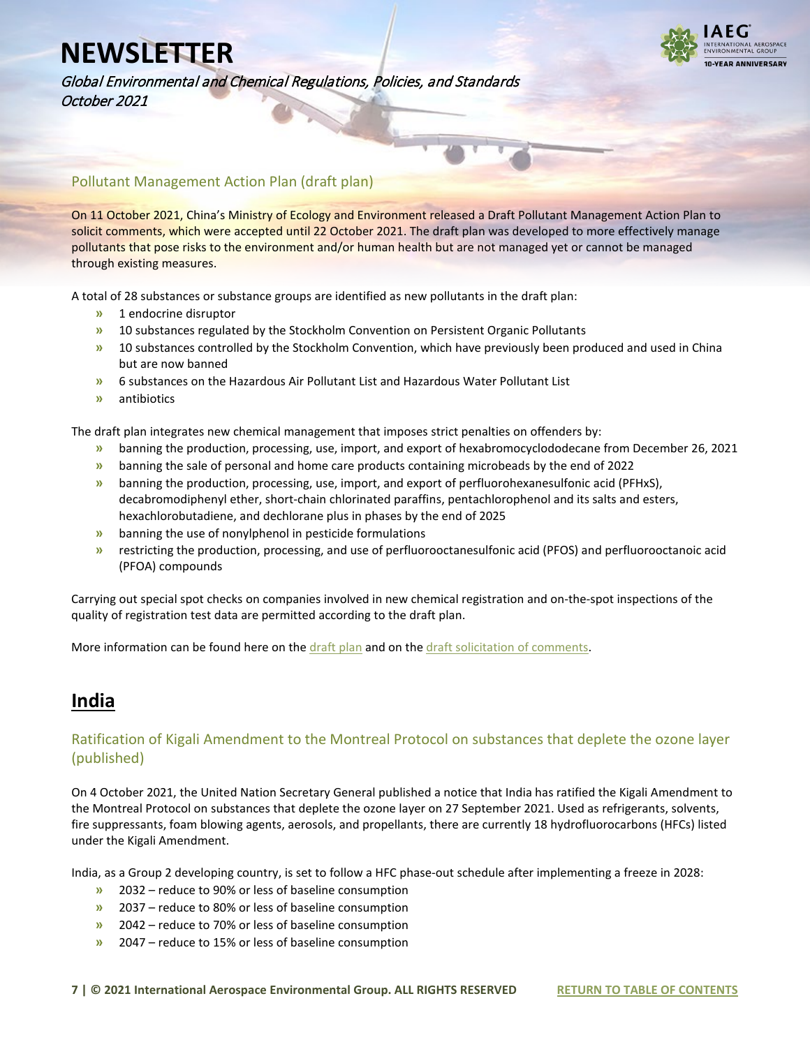### Pollutant Management Action Plan (draft plan)

On 11 October 2021, China's Ministry of Ecology and Environment released a Draft Pollutant Management Action Plan to solicit comments, which were accepted until 22 October 2021. The draft plan was developed to more effectively manage pollutants that pose risks to the environment and/or human health but are not managed yet or cannot be managed through existing measures.

A total of 28 substances or substance groups are identified as new pollutants in the draft plan:

- 1 endocrine disruptor
- 10 substances regulated by the Stockholm Convention on Persistent Organic Pollutants
- 10 substances controlled by the Stockholm Convention, which have previously been produced and used in China but are now banned
- 6 substances on the Hazardous Air Pollutant List and Hazardous Water Pollutant List
- antibiotics

The draft plan integrates new chemical management that imposes strict penalties on offenders by:

- banning the production, processing, use, import, and export of hexabromocyclododecane from December 26, 2021
- banning the sale of personal and home care products containing microbeads by the end of 2022
- banning the production, processing, use, import, and export of perfluorohexanesulfonic acid (PFHxS), decabromodiphenyl ether, short-chain chlorinated paraffins, pentachlorophenol and its salts and esters, hexachlorobutadiene, and dechlorane plus in phases by the end of 2025
- banning the use of nonylphenol in pesticide formulations
- restricting the production, processing, and use of perfluorooctanesulfonic acid (PFOS) and perfluorooctanoic acid (PFOA) compounds

Carrying out special spot checks on companies involved in new chemical registration and on-the-spot inspections of the quality of registration test data are permitted according to the draft plan.

More information can be found here on the draft plan and on the draft solicitation of comments.

## India

### Ratification of Kigali Amendment to the Montreal Protocol on substances that deplete the ozone layer (published)

On 4 October 2021, the United Nation Secretary General published a notice that India has ratified the Kigali Amendment to the Montreal Protocol on substances that deplete the ozone layer on 27 September 2021. Used as refrigerants, solvents, fire suppressants, foam blowing agents, aerosols, and propellants, there are currently 18 hydrofluorocarbons (HFCs) listed under the Kigali Amendment.

India, as a Group 2 developing country, is set to follow a HFC phase-out schedule after implementing a freeze in 2028:

- 2032 – reduce to 90% or less of baseline consumption
- 2037 – reduce to 80% or less of baseline consumption
- 2042 – reduce to 70% or less of baseline consumption
- 2047 – reduce to 15% or less of baseline consumption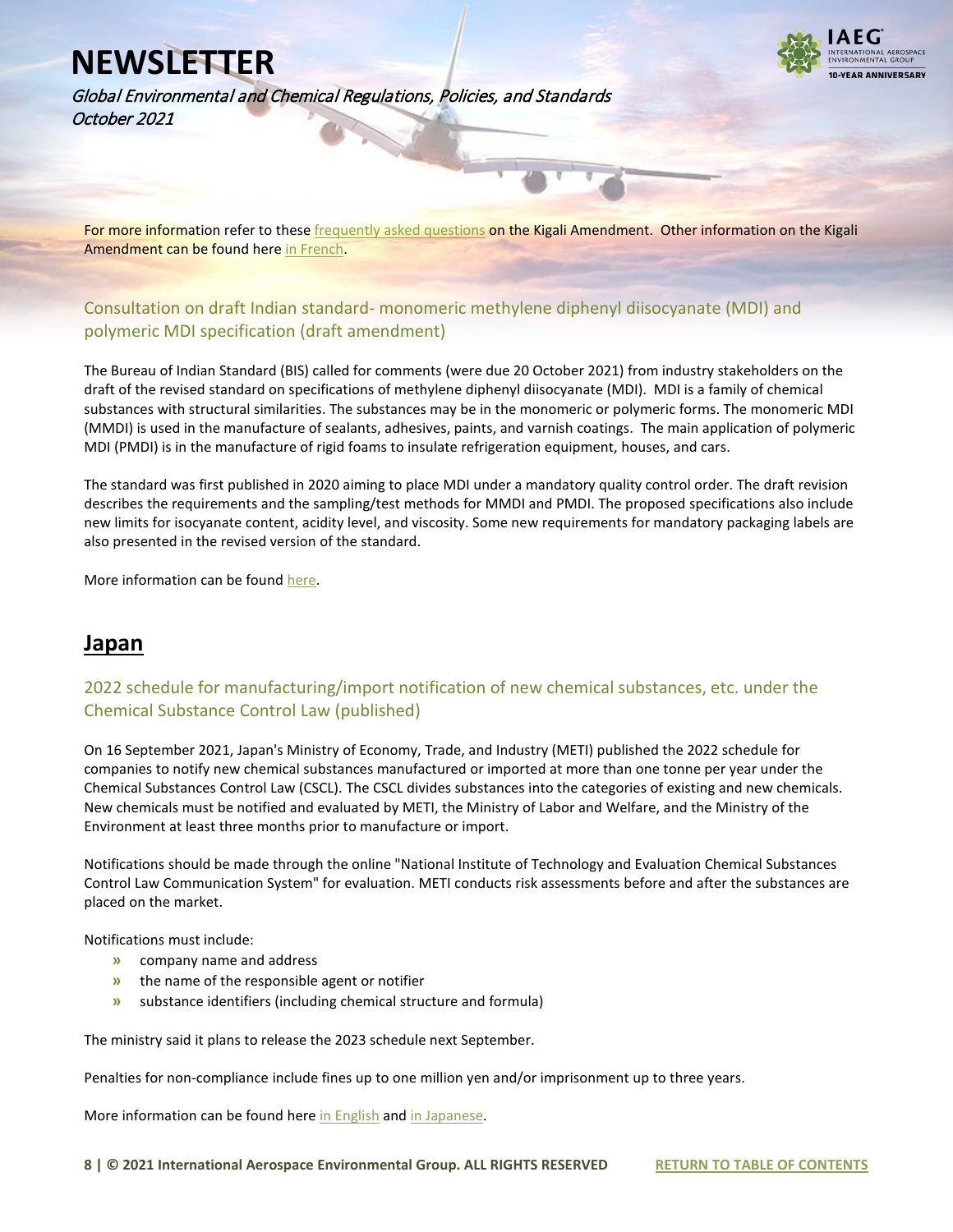For more information refer to these frequently asked questions on the Kigali Amendment. Other information on the Kigali Amendment can be found here in French.

### Consultation on draft Indian standard- monomeric methylene diphenyl diisocyanate (MDI) and polymeric MDI specification (draft amendment)

The Bureau of Indian Standard (BIS) called for comments (were due 20 October 2021) from industry stakeholders on the draft of the revised standard on specifications of methylene diphenyl diisocyanate (MDI). MDI is a family of chemical substances with structural similarities. The substances may be in the monomeric or polymeric forms. The monomeric MDI (MMDI) is used in the manufacture of sealants, adhesives, paints, and varnish coatings. The main application of polymeric MDI (PMDI) is in the manufacture of rigid foams to insulate refrigeration equipment, houses, and cars.

The standard was first published in 2020 aiming to place MDI under a mandatory quality control order. The draft revision describes the requirements and the sampling/test methods for MMDI and PMDI. The proposed specifications also include new limits for isocyanate content, acidity level, and viscosity. Some new requirements for mandatory packaging labels are also presented in the revised version of the standard.

More information can be found here.

## Japan

### 2022 schedule for manufacturing/import notification of new chemical substances, etc. under the Chemical Substance Control Law (published)

On 16 September 2021, Japan's Ministry of Economy, Trade, and Industry (METI) published the 2022 schedule for companies to notify new chemical substances manufactured or imported at more than one tonne per year under the Chemical Substances Control Law (CSCL). The CSCL divides substances into the categories of existing and new chemicals. New chemicals must be notified and evaluated by METI, the Ministry of Labor and Welfare, and the Ministry of the Environment at least three months prior to manufacture or import.

Notifications should be made through the online "National Institute of Technology and Evaluation Chemical Substances Control Law Communication System" for evaluation. METI conducts risk assessments before and after the substances are placed on the market.

Notifications must include:

- company name and address
- the name of the responsible agent or notifier
- substance identifiers (including chemical structure and formula)

The ministry said it plans to release the 2023 schedule next September.

Penalties for non-compliance include fines up to one million yen and/or imprisonment up to three years.

More information can be found here in English and in Japanese.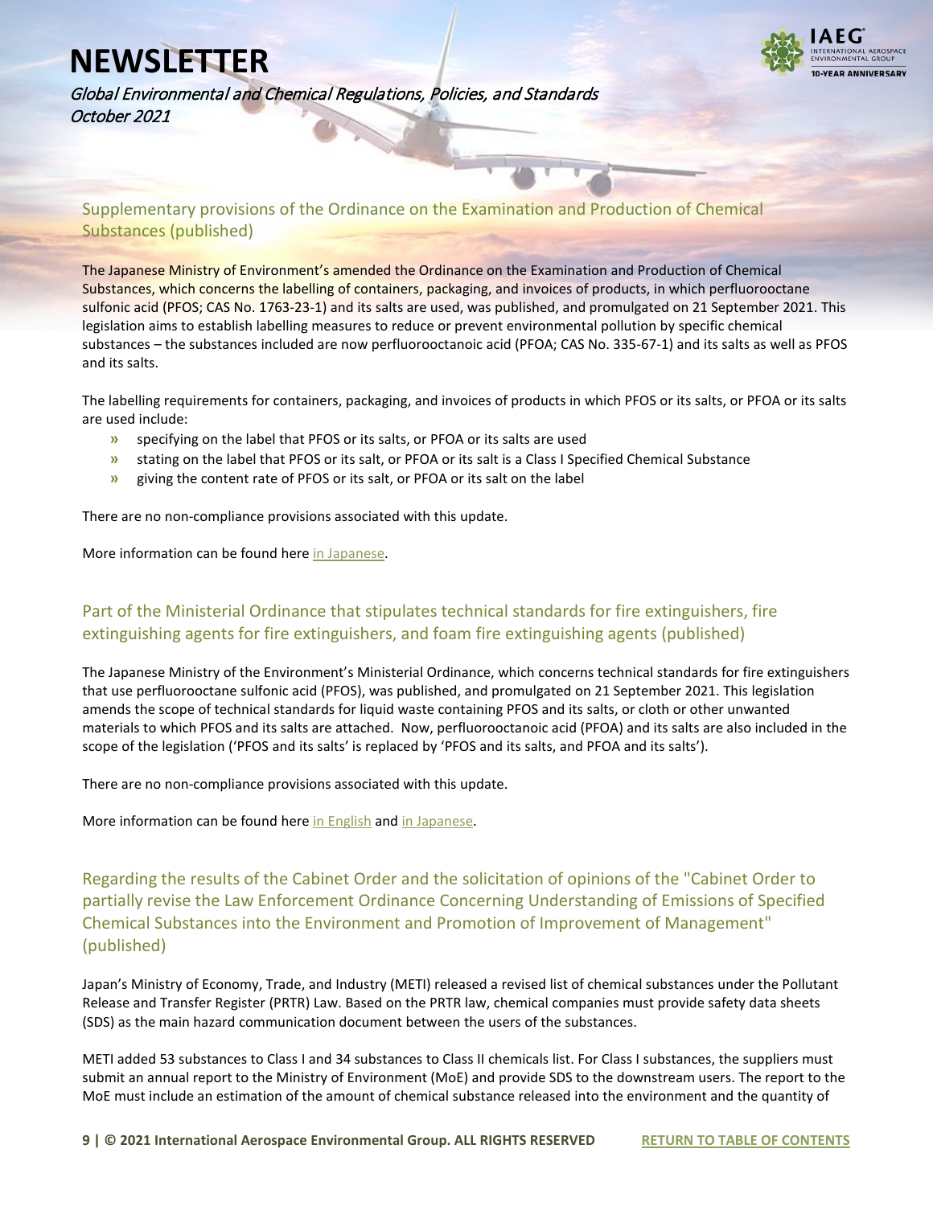## Supplementary provisions of the Ordinance on the Examination and Production of Chemical Substances (published)

The Japanese Ministry of Environment's amended the Ordinance on the Examination and Production of Chemical Substances, which concerns the labelling of containers, packaging, and invoices of products, in which perfluorooctane sulfonic acid (PFOS; CAS No. 1763-23-1) and its salts are used, was published, and promulgated on 21 September 2021. This legislation aims to establish labelling measures to reduce or prevent environmental pollution by specific chemical substances – the substances included are now perfluorooctanoic acid (PFOA; CAS No. 335-67-1) and its salts as well as PFOS and its salts.

The labelling requirements for containers, packaging, and invoices of products in which PFOS or its salts, or PFOA or its salts are used include:

- specifying on the label that PFOS or its salts, or PFOA or its salts are used
- stating on the label that PFOS or its salt, or PFOA or its salt is a Class I Specified Chemical Substance
- giving the content rate of PFOS or its salt, or PFOA or its salt on the label

There are no non-compliance provisions associated with this update.

More information can be found here in Japanese.

## Part of the Ministerial Ordinance that stipulates technical standards for fire extinguishers, fire extinguishing agents for fire extinguishers, and foam fire extinguishing agents (published)

The Japanese Ministry of the Environment's Ministerial Ordinance, which concerns technical standards for fire extinguishers that use perfluorooctane sulfonic acid (PFOS), was published, and promulgated on 21 September 2021. This legislation amends the scope of technical standards for liquid waste containing PFOS and its salts, or cloth or other unwanted materials to which PFOS and its salts are attached. Now, perfluorooctanoic acid (PFOA) and its salts are also included in the scope of the legislation ('PFOS and its salts' is replaced by 'PFOS and its salts, and PFOA and its salts').

There are no non-compliance provisions associated with this update.

More information can be found here in English and in Japanese.

## Regarding the results of the Cabinet Order and the solicitation of opinions of the "Cabinet Order to partially revise the Law Enforcement Ordinance Concerning Understanding of Emissions of Specified Chemical Substances into the Environment and Promotion of Improvement of Management" (published)

Japan's Ministry of Economy, Trade, and Industry (METI) released a revised list of chemical substances under the Pollutant Release and Transfer Register (PRTR) Law. Based on the PRTR law, chemical companies must provide safety data sheets (SDS) as the main hazard communication document between the users of the substances.

METI added 53 substances to Class I and 34 substances to Class II chemicals list. For Class I substances, the suppliers must submit an annual report to the Ministry of Environment (MoE) and provide SDS to the downstream users. The report to the MoE must include an estimation of the amount of chemical substance released into the environment and the quantity of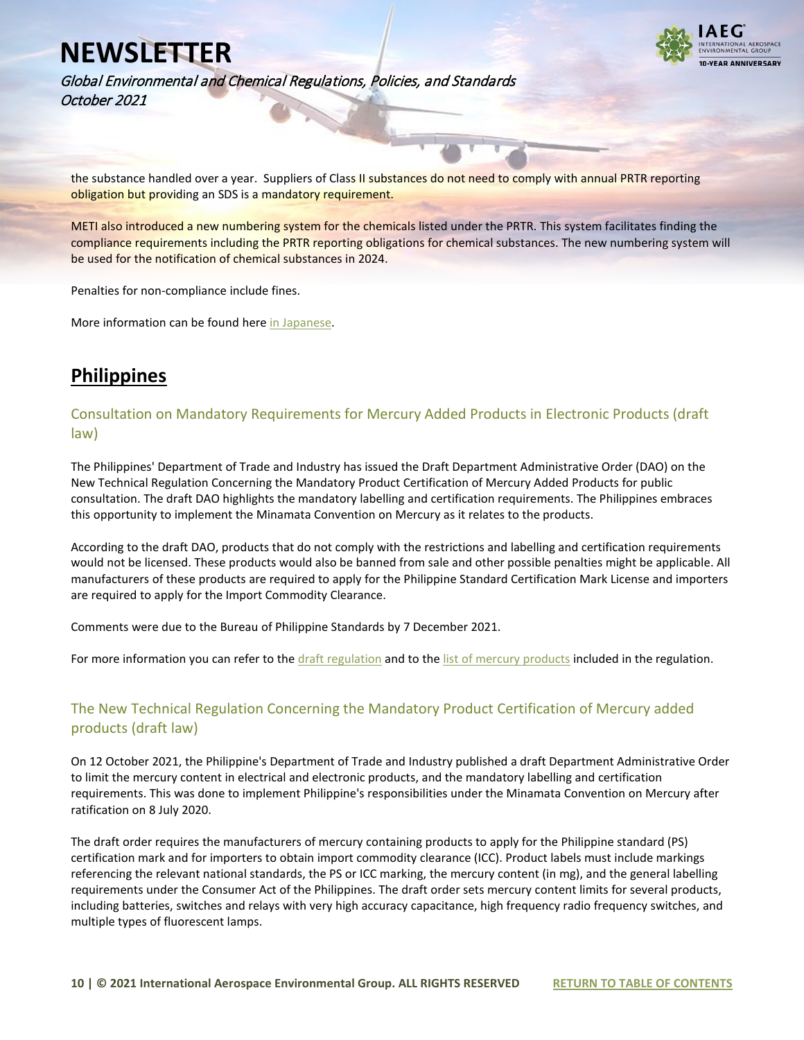the substance handled over a year. Suppliers of Class II substances do not need to comply with annual PRTR reporting obligation but providing an SDS is a mandatory requirement.

METI also introduced a new numbering system for the chemicals listed under the PRTR. This system facilitates finding the compliance requirements including the PRTR reporting obligations for chemical substances. The new numbering system will be used for the notification of chemical substances in 2024.

Penalties for non-compliance include fines.

More information can be found here in Japanese.

## Philippines

### Consultation on Mandatory Requirements for Mercury Added Products in Electronic Products (draft law)

The Philippines' Department of Trade and Industry has issued the Draft Department Administrative Order (DAO) on the New Technical Regulation Concerning the Mandatory Product Certification of Mercury Added Products for public consultation. The draft DAO highlights the mandatory labelling and certification requirements. The Philippines embraces this opportunity to implement the Minamata Convention on Mercury as it relates to the products.

According to the draft DAO, products that do not comply with the restrictions and labelling and certification requirements would not be licensed. These products would also be banned from sale and other possible penalties might be applicable. All manufacturers of these products are required to apply for the Philippine Standard Certification Mark License and importers are required to apply for the Import Commodity Clearance.

Comments were due to the Bureau of Philippine Standards by 7 December 2021.

For more information you can refer to the draft regulation and to the list of mercury products included in the regulation.

### The New Technical Regulation Concerning the Mandatory Product Certification of Mercury added products (draft law)

On 12 October 2021, the Philippine's Department of Trade and Industry published a draft Department Administrative Order to limit the mercury content in electrical and electronic products, and the mandatory labelling and certification requirements. This was done to implement Philippine's responsibilities under the Minamata Convention on Mercury after ratification on 8 July 2020.

The draft order requires the manufacturers of mercury containing products to apply for the Philippine standard (PS) certification mark and for importers to obtain import commodity clearance (ICC). Product labels must include markings referencing the relevant national standards, the PS or ICC marking, the mercury content (in mg), and the general labelling requirements under the Consumer Act of the Philippines. The draft order sets mercury content limits for several products, including batteries, switches and relays with very high accuracy capacitance, high frequency radio frequency switches, and multiple types of fluorescent lamps.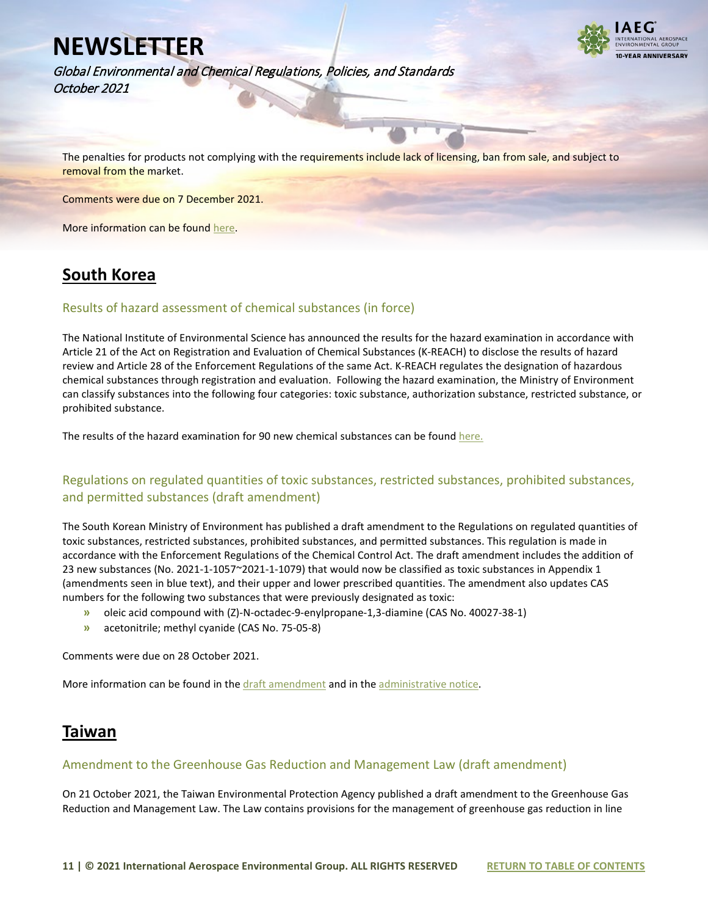The penalties for products not complying with the requirements include lack of licensing, ban from sale, and subject to removal from the market.

Comments were due on 7 December 2021.

More information can be found here.

## South Korea

### Results of hazard assessment of chemical substances (in force)

The National Institute of Environmental Science has announced the results for the hazard examination in accordance with Article 21 of the Act on Registration and Evaluation of Chemical Substances (K-REACH) to disclose the results of hazard review and Article 28 of the Enforcement Regulations of the same Act. K-REACH regulates the designation of hazardous chemical substances through registration and evaluation. Following the hazard examination, the Ministry of Environment can classify substances into the following four categories: toxic substance, authorization substance, restricted substance, or prohibited substance.

The results of the hazard examination for 90 new chemical substances can be found here.

### Regulations on regulated quantities of toxic substances, restricted substances, prohibited substances, and permitted substances (draft amendment)

The South Korean Ministry of Environment has published a draft amendment to the Regulations on regulated quantities of toxic substances, restricted substances, prohibited substances, and permitted substances. This regulation is made in accordance with the Enforcement Regulations of the Chemical Control Act. The draft amendment includes the addition of 23 new substances (No. 2021-1-1057~2021-1-1079) that would now be classified as toxic substances in Appendix 1 (amendments seen in blue text), and their upper and lower prescribed quantities. The amendment also updates CAS numbers for the following two substances that were previously designated as toxic:

- oleic acid compound with (Z)-N-octadec-9-enylpropane-1,3-diamine (CAS No. 40027-38-1)
- acetonitrile; methyl cyanide (CAS No. 75-05-8)

Comments were due on 28 October 2021.

More information can be found in the draft amendment and in the administrative notice.

## Taiwan

### Amendment to the Greenhouse Gas Reduction and Management Law (draft amendment)

On 21 October 2021, the Taiwan Environmental Protection Agency published a draft amendment to the Greenhouse Gas Reduction and Management Law. The Law contains provisions for the management of greenhouse gas reduction in line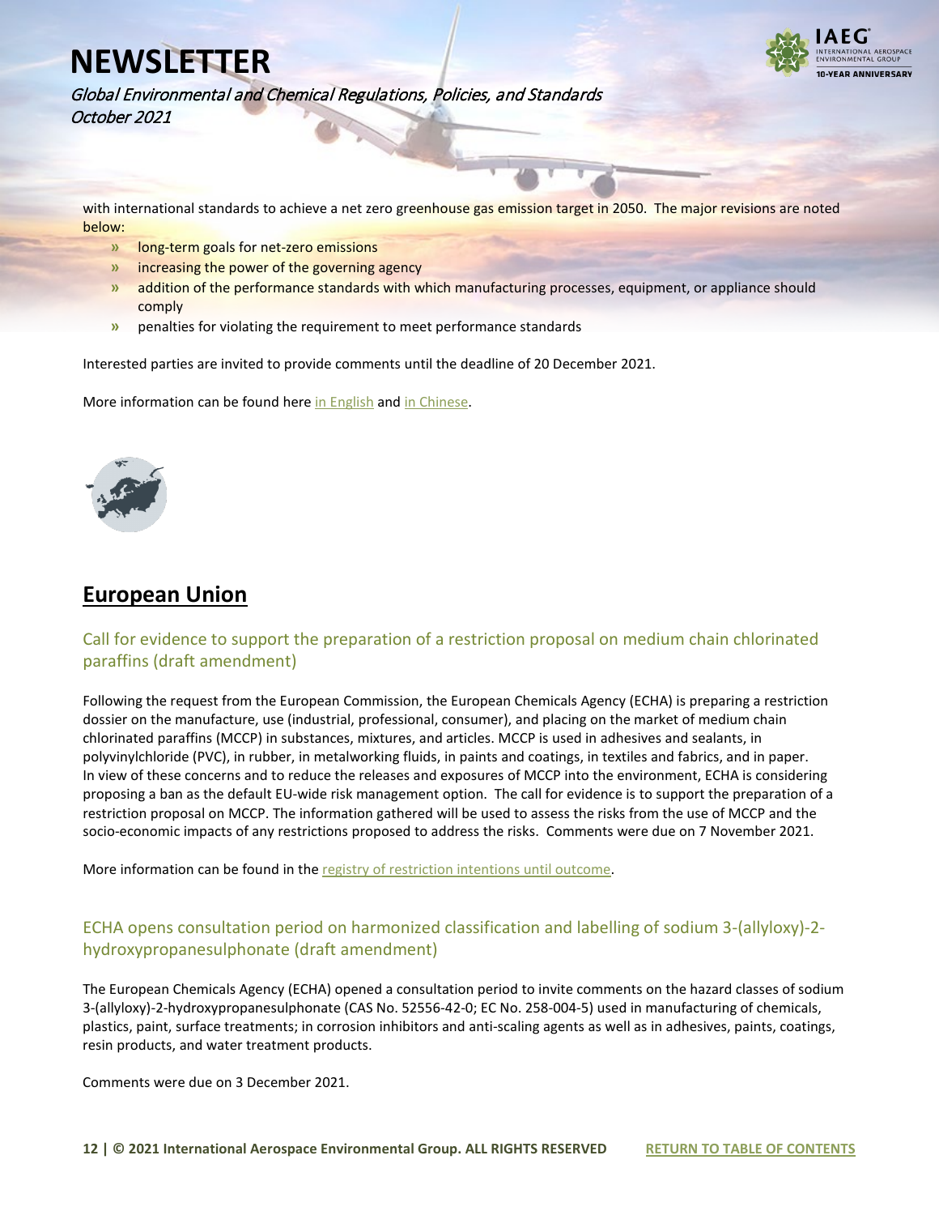with international standards to achieve a net zero greenhouse gas emission target in 2050. The major revisions are noted below:

- long-term goals for net-zero emissions
- increasing the power of the governing agency
- addition of the performance standards with which manufacturing processes, equipment, or appliance should comply
- penalties for violating the requirement to meet performance standards

Interested parties are invited to provide comments until the deadline of 20 December 2021.

More information can be found here in English and in Chinese.

## European Union

### Call for evidence to support the preparation of a restriction proposal on medium chain chlorinated paraffins (draft amendment)

Following the request from the European Commission, the European Chemicals Agency (ECHA) is preparing a restriction dossier on the manufacture, use (industrial, professional, consumer), and placing on the market of medium chain chlorinated paraffins (MCCP) in substances, mixtures, and articles. MCCP is used in adhesives and sealants, in polyvinylchloride (PVC), in rubber, in metalworking fluids, in paints and coatings, in textiles and fabrics, and in paper. In view of these concerns and to reduce the releases and exposures of MCCP into the environment, ECHA is considering proposing a ban as the default EU-wide risk management option. The call for evidence is to support the preparation of a restriction proposal on MCCP. The information gathered will be used to assess the risks from the use of MCCP and the socio-economic impacts of any restrictions proposed to address the risks. Comments were due on 7 November 2021.

More information can be found in the registry of restriction intentions until outcome.

### ECHA opens consultation period on harmonized classification and labelling of sodium 3-(allyloxy)-2-hydroxypropanesulphonate (draft amendment)

The European Chemicals Agency (ECHA) opened a consultation period to invite comments on the hazard classes of sodium 3-(allyloxy)-2-hydroxypropanesulphonate (CAS No. 52556-42-0; EC No. 258-004-5) used in manufacturing of chemicals, plastics, paint, surface treatments; in corrosion inhibitors and anti-scaling agents as well as in adhesives, paints, coatings, resin products, and water treatment products.

Comments were due on 3 December 2021.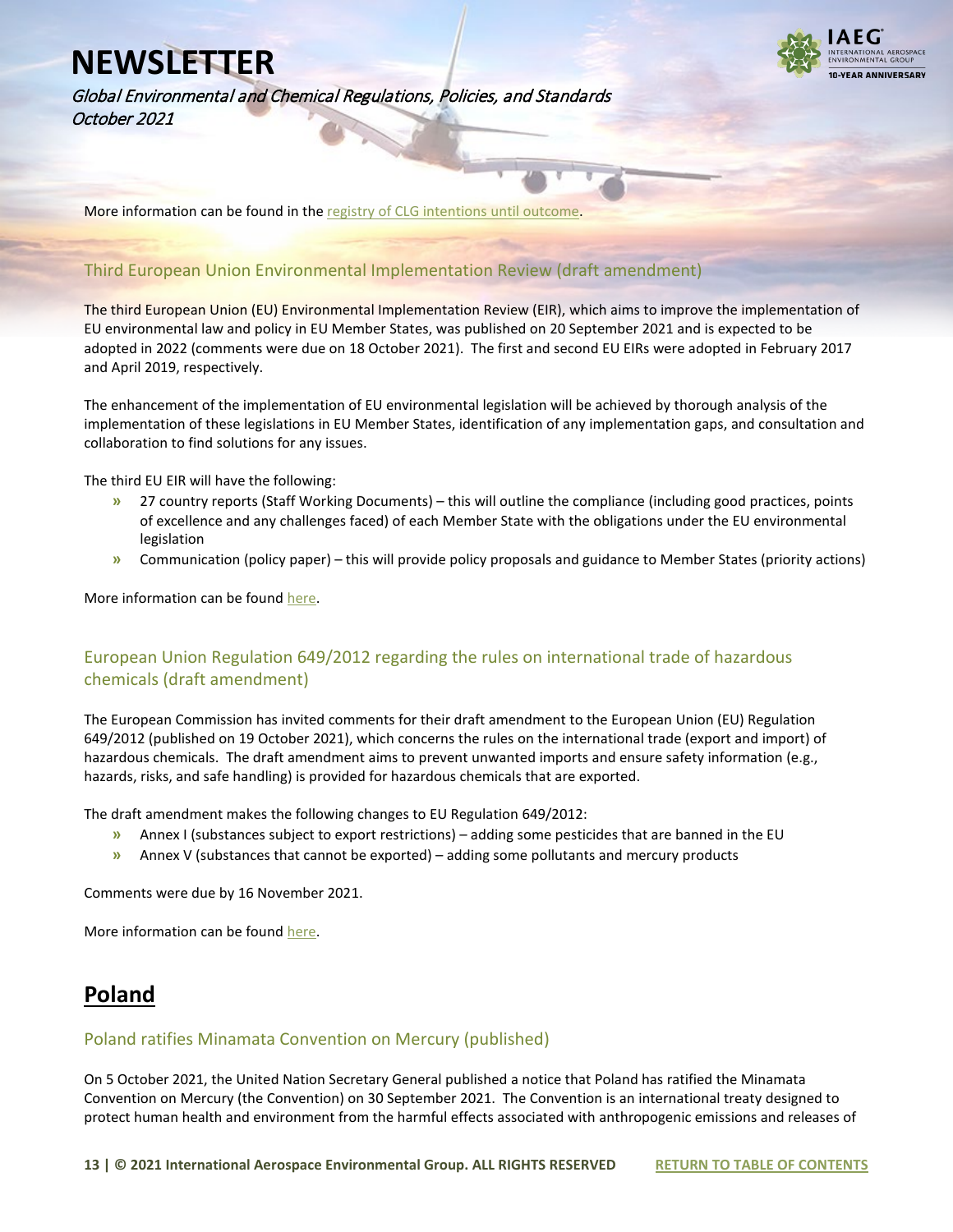More information can be found in the registry of CLG intentions until outcome.

### Third European Union Environmental Implementation Review (draft amendment)

The third European Union (EU) Environmental Implementation Review (EIR), which aims to improve the implementation of EU environmental law and policy in EU Member States, was published on 20 September 2021 and is expected to be adopted in 2022 (comments were due on 18 October 2021). The first and second EU EIRs were adopted in February 2017 and April 2019, respectively.

The enhancement of the implementation of EU environmental legislation will be achieved by thorough analysis of the implementation of these legislations in EU Member States, identification of any implementation gaps, and consultation and collaboration to find solutions for any issues.

The third EU EIR will have the following:

- 27 country reports (Staff Working Documents) – this will outline the compliance (including good practices, points of excellence and any challenges faced) of each Member State with the obligations under the EU environmental legislation
- Communication (policy paper) – this will provide policy proposals and guidance to Member States (priority actions)

More information can be found here.

### European Union Regulation 649/2012 regarding the rules on international trade of hazardous chemicals (draft amendment)

The European Commission has invited comments for their draft amendment to the European Union (EU) Regulation 649/2012 (published on 19 October 2021), which concerns the rules on the international trade (export and import) of hazardous chemicals. The draft amendment aims to prevent unwanted imports and ensure safety information (e.g., hazards, risks, and safe handling) is provided for hazardous chemicals that are exported.

The draft amendment makes the following changes to EU Regulation 649/2012:

- Annex I (substances subject to export restrictions) – adding some pesticides that are banned in the EU
- Annex V (substances that cannot be exported) – adding some pollutants and mercury products

Comments were due by 16 November 2021.

More information can be found here.

## Poland

### Poland ratifies Minamata Convention on Mercury (published)

On 5 October 2021, the United Nation Secretary General published a notice that Poland has ratified the Minamata Convention on Mercury (the Convention) on 30 September 2021. The Convention is an international treaty designed to protect human health and environment from the harmful effects associated with anthropogenic emissions and releases of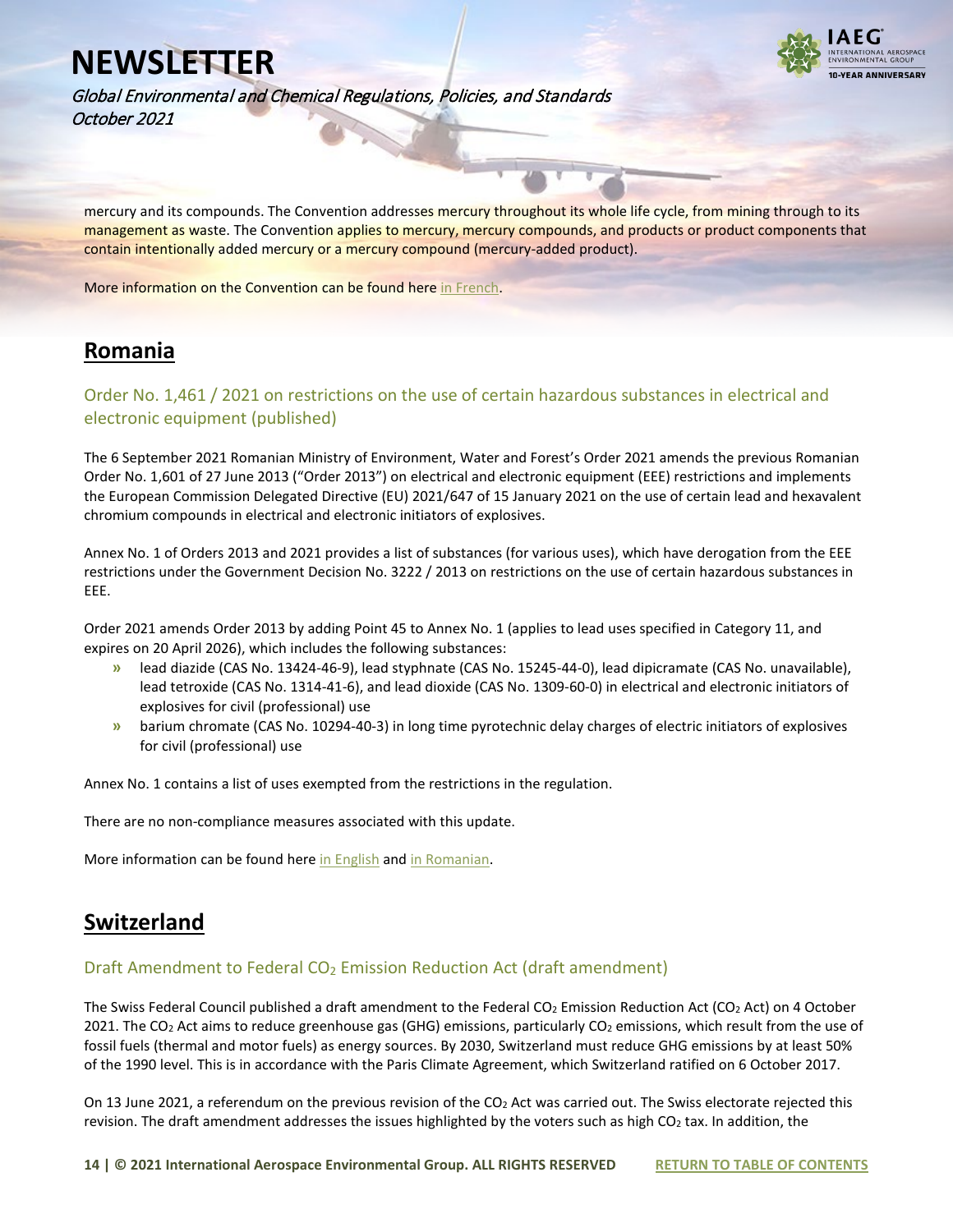mercury and its compounds. The Convention addresses mercury throughout its whole life cycle, from mining through to its management as waste. The Convention applies to mercury, mercury compounds, and products or product components that contain intentionally added mercury or a mercury compound (mercury-added product).

More information on the Convention can be found here in French.

## Romania

### Order No. 1,461 / 2021 on restrictions on the use of certain hazardous substances in electrical and electronic equipment (published)

The 6 September 2021 Romanian Ministry of Environment, Water and Forest's Order 2021 amends the previous Romanian Order No. 1,601 of 27 June 2013 ("Order 2013") on electrical and electronic equipment (EEE) restrictions and implements the European Commission Delegated Directive (EU) 2021/647 of 15 January 2021 on the use of certain lead and hexavalent chromium compounds in electrical and electronic initiators of explosives.

Annex No. 1 of Orders 2013 and 2021 provides a list of substances (for various uses), which have derogation from the EEE restrictions under the Government Decision No. 3222 / 2013 on restrictions on the use of certain hazardous substances in EEE.

Order 2021 amends Order 2013 by adding Point 45 to Annex No. 1 (applies to lead uses specified in Category 11, and expires on 20 April 2026), which includes the following substances:

- lead diazide (CAS No. 13424-46-9), lead styphnate (CAS No. 15245-44-0), lead dipicramate (CAS No. unavailable), lead tetroxide (CAS No. 1314-41-6), and lead dioxide (CAS No. 1309-60-0) in electrical and electronic initiators of explosives for civil (professional) use
- barium chromate (CAS No. 10294-40-3) in long time pyrotechnic delay charges of electric initiators of explosives for civil (professional) use

Annex No. 1 contains a list of uses exempted from the restrictions in the regulation.

There are no non-compliance measures associated with this update.

More information can be found here in English and in Romanian.

## Switzerland

### Draft Amendment to Federal $CO_2$ Emission Reduction Act (draft amendment)

The Swiss Federal Council published a draft amendment to the Federal $CO_2$ Emission Reduction Act ($CO_2$ Act) on 4 October 2021. The $CO_2$ Act aims to reduce greenhouse gas (GHG) emissions, particularly $CO_2$ emissions, which result from the use of fossil fuels (thermal and motor fuels) as energy sources. By 2030, Switzerland must reduce GHG emissions by at least 50% of the 1990 level. This is in accordance with the Paris Climate Agreement, which Switzerland ratified on 6 October 2017.

On 13 June 2021, a referendum on the previous revision of the $CO_2$ Act was carried out. The Swiss electorate rejected this revision. The draft amendment addresses the issues highlighted by the voters such as high $CO_2$ tax. In addition, the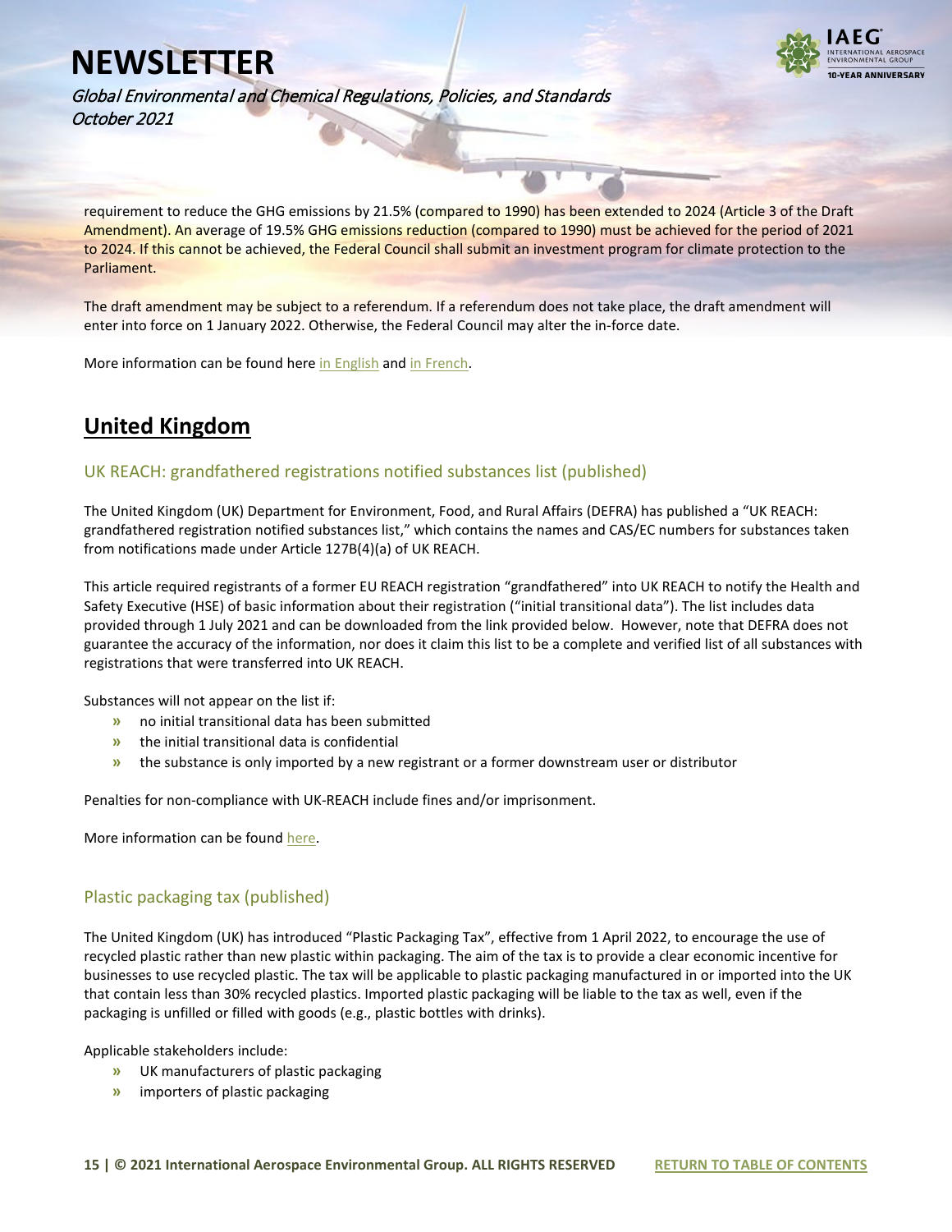requirement to reduce the GHG emissions by 21.5% (compared to 1990) has been extended to 2024 (Article 3 of the Draft Amendment). An average of 19.5% GHG emissions reduction (compared to 1990) must be achieved for the period of 2021 to 2024. If this cannot be achieved, the Federal Council shall submit an investment program for climate protection to the Parliament.

The draft amendment may be subject to a referendum. If a referendum does not take place, the draft amendment will enter into force on 1 January 2022. Otherwise, the Federal Council may alter the in-force date.

More information can be found here in English and in French.

## United Kingdom

### UK REACH: grandfathered registrations notified substances list (published)

The United Kingdom (UK) Department for Environment, Food, and Rural Affairs (DEFRA) has published a "UK REACH: grandfathered registration notified substances list," which contains the names and CAS/EC numbers for substances taken from notifications made under Article 127B(4)(a) of UK REACH.

This article required registrants of a former EU REACH registration "grandfathered" into UK REACH to notify the Health and Safety Executive (HSE) of basic information about their registration ("initial transitional data"). The list includes data provided through 1 July 2021 and can be downloaded from the link provided below. However, note that DEFRA does not guarantee the accuracy of the information, nor does it claim this list to be a complete and verified list of all substances with registrations that were transferred into UK REACH.

Substances will not appear on the list if:

- no initial transitional data has been submitted
- the initial transitional data is confidential
- the substance is only imported by a new registrant or a former downstream user or distributor

Penalties for non-compliance with UK-REACH include fines and/or imprisonment.

More information can be found here.

### Plastic packaging tax (published)

The United Kingdom (UK) has introduced "Plastic Packaging Tax", effective from 1 April 2022, to encourage the use of recycled plastic rather than new plastic within packaging. The aim of the tax is to provide a clear economic incentive for businesses to use recycled plastic. The tax will be applicable to plastic packaging manufactured in or imported into the UK that contain less than 30% recycled plastics. Imported plastic packaging will be liable to the tax as well, even if the packaging is unfilled or filled with goods (e.g., plastic bottles with drinks).

Applicable stakeholders include:

- UK manufacturers of plastic packaging
- importers of plastic packaging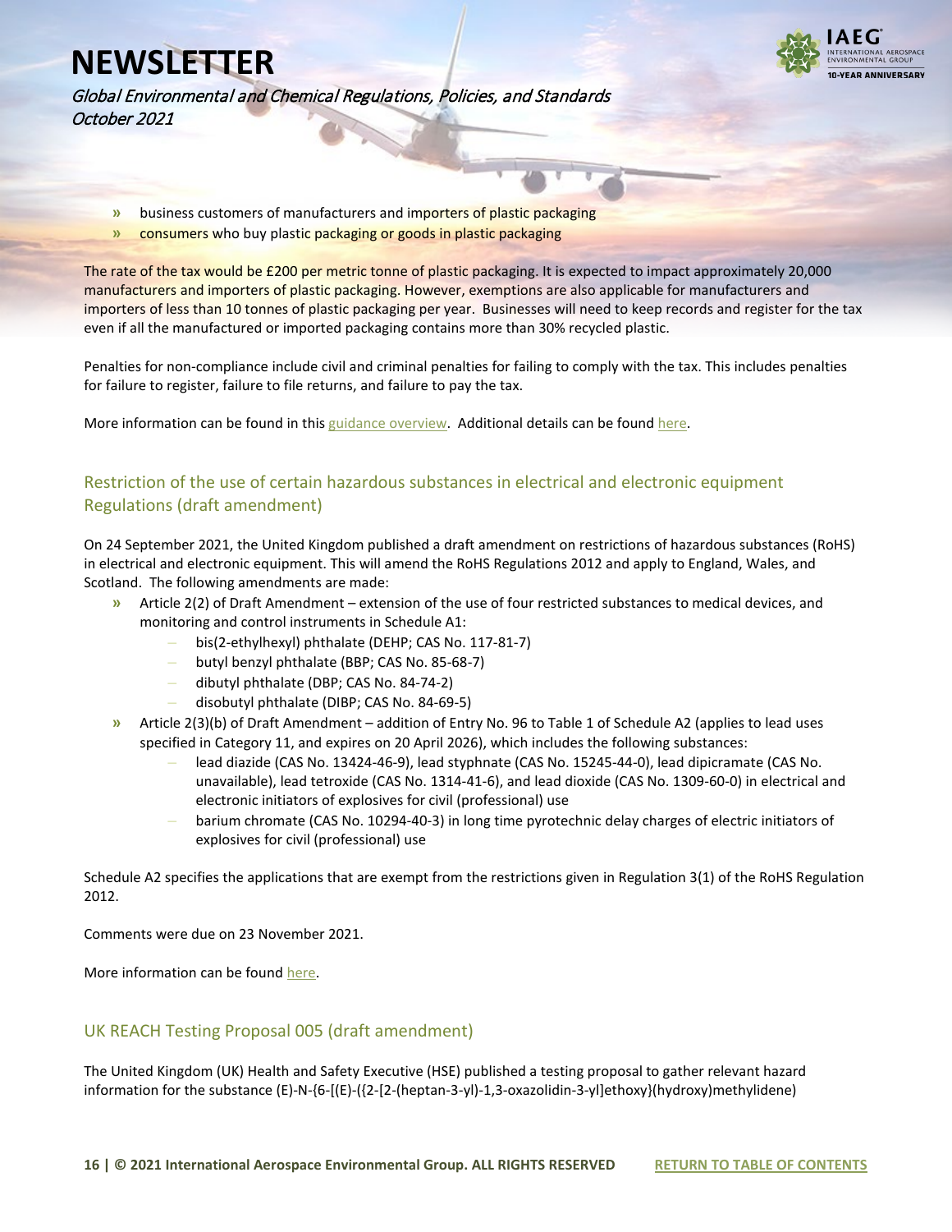- business customers of manufacturers and importers of plastic packaging
- consumers who buy plastic packaging or goods in plastic packaging

The rate of the tax would be £200 per metric tonne of plastic packaging. It is expected to impact approximately 20,000 manufacturers and importers of plastic packaging. However, exemptions are also applicable for manufacturers and importers of less than 10 tonnes of plastic packaging per year. Businesses will need to keep records and register for the tax even if all the manufactured or imported packaging contains more than 30% recycled plastic.

Penalties for non-compliance include civil and criminal penalties for failing to comply with the tax. This includes penalties for failure to register, failure to file returns, and failure to pay the tax.

More information can be found in this guidance overview. Additional details can be found here.

## Restriction of the use of certain hazardous substances in electrical and electronic equipment Regulations (draft amendment)

On 24 September 2021, the United Kingdom published a draft amendment on restrictions of hazardous substances (RoHS) in electrical and electronic equipment. This will amend the RoHS Regulations 2012 and apply to England, Wales, and Scotland. The following amendments are made:

- Article 2(2) of Draft Amendment – extension of the use of four restricted substances to medical devices, and monitoring and control instruments in Schedule A1:
  - bis(2-ethylhexyl) phthalate (DEHP; CAS No. 117-81-7)
  - butyl benzyl phthalate (BBP; CAS No. 85-68-7)
  - dibutyl phthalate (DBP; CAS No. 84-74-2)
  - disobutyl phthalate (DIBP; CAS No. 84-69-5)
- Article 2(3)(b) of Draft Amendment – addition of Entry No. 96 to Table 1 of Schedule A2 (applies to lead uses specified in Category 11, and expires on 20 April 2026), which includes the following substances:
  - lead diazide (CAS No. 13424-46-9), lead styphnate (CAS No. 15245-44-0), lead dipicramate (CAS No. unavailable), lead tetroxide (CAS No. 1314-41-6), and lead dioxide (CAS No. 1309-60-0) in electrical and electronic initiators of explosives for civil (professional) use
  - barium chromate (CAS No. 10294-40-3) in long time pyrotechnic delay charges of electric initiators of explosives for civil (professional) use

Schedule A2 specifies the applications that are exempt from the restrictions given in Regulation 3(1) of the RoHS Regulation 2012.

Comments were due on 23 November 2021.

More information can be found here.

## UK REACH Testing Proposal 005 (draft amendment)

The United Kingdom (UK) Health and Safety Executive (HSE) published a testing proposal to gather relevant hazard information for the substance (E)-N-{6-[(E)-({2-[2-(heptan-3-yl)-1,3-oxazolidin-3-yl]ethoxy}(hydroxy)methylidene)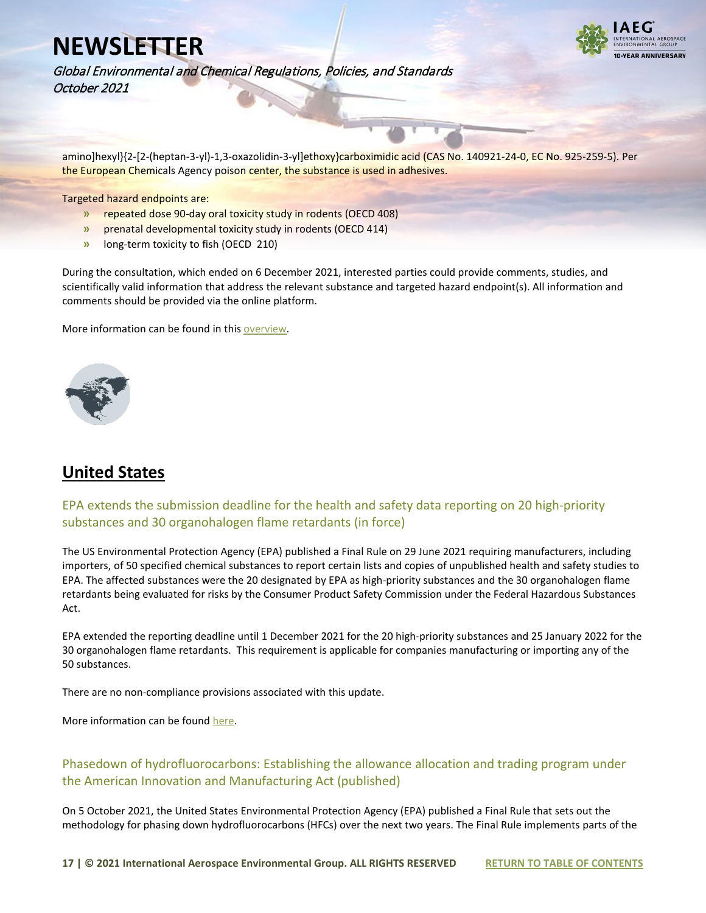amino]hexyl}{2-[2-(heptan-3-yl)-1,3-oxazolidin-3-yl]ethoxy}carboximidic acid (CAS No. 140921-24-0, EC No. 925-259-5). Per the European Chemicals Agency poison center, the substance is used in adhesives.

Targeted hazard endpoints are:

- repeated dose 90-day oral toxicity study in rodents (OECD 408)
- prenatal developmental toxicity study in rodents (OECD 414)
- long-term toxicity to fish (OECD 210)

During the consultation, which ended on 6 December 2021, interested parties could provide comments, studies, and scientifically valid information that address the relevant substance and targeted hazard endpoint(s). All information and comments should be provided via the online platform.

More information can be found in this overview.

## United States

### EPA extends the submission deadline for the health and safety data reporting on 20 high-priority substances and 30 organohalogen flame retardants (in force)

The US Environmental Protection Agency (EPA) published a Final Rule on 29 June 2021 requiring manufacturers, including importers, of 50 specified chemical substances to report certain lists and copies of unpublished health and safety studies to EPA. The affected substances were the 20 designated by EPA as high-priority substances and the 30 organohalogen flame retardants being evaluated for risks by the Consumer Product Safety Commission under the Federal Hazardous Substances Act.

EPA extended the reporting deadline until 1 December 2021 for the 20 high-priority substances and 25 January 2022 for the 30 organohalogen flame retardants. This requirement is applicable for companies manufacturing or importing any of the 50 substances.

There are no non-compliance provisions associated with this update.

More information can be found here.

### Phasedown of hydrofluorocarbons: Establishing the allowance allocation and trading program under the American Innovation and Manufacturing Act (published)

On 5 October 2021, the United States Environmental Protection Agency (EPA) published a Final Rule that sets out the methodology for phasing down hydrofluorocarbons (HFCs) over the next two years. The Final Rule implements parts of the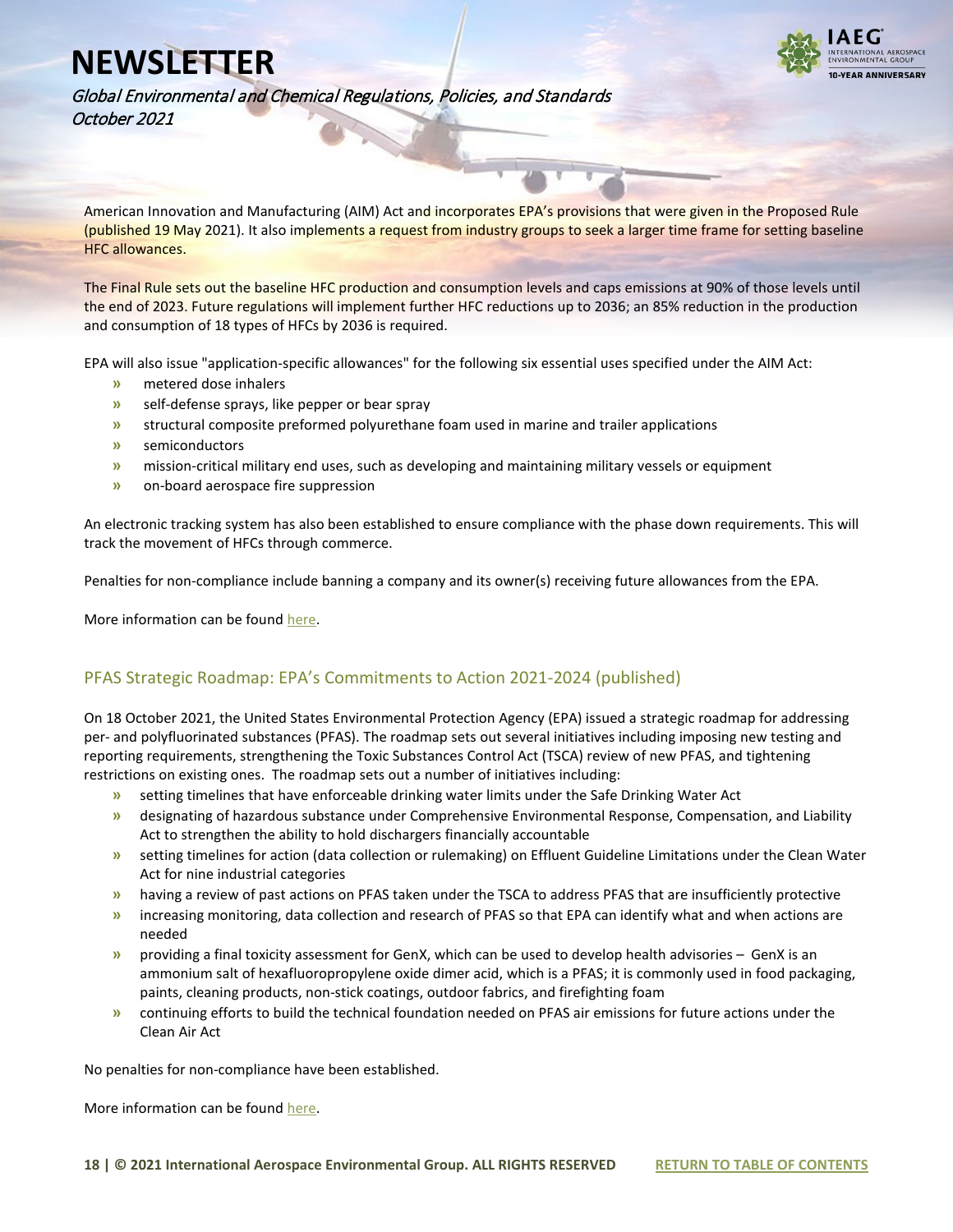American Innovation and Manufacturing (AIM) Act and incorporates EPA's provisions that were given in the Proposed Rule (published 19 May 2021). It also implements a request from industry groups to seek a larger time frame for setting baseline HFC allowances.

The Final Rule sets out the baseline HFC production and consumption levels and caps emissions at 90% of those levels until the end of 2023. Future regulations will implement further HFC reductions up to 2036; an 85% reduction in the production and consumption of 18 types of HFCs by 2036 is required.

EPA will also issue "application-specific allowances" for the following six essential uses specified under the AIM Act:

- metered dose inhalers
- self-defense sprays, like pepper or bear spray
- structural composite preformed polyurethane foam used in marine and trailer applications
- semiconductors
- mission-critical military end uses, such as developing and maintaining military vessels or equipment
- on-board aerospace fire suppression

An electronic tracking system has also been established to ensure compliance with the phase down requirements. This will track the movement of HFCs through commerce.

Penalties for non-compliance include banning a company and its owner(s) receiving future allowances from the EPA.

More information can be found here.

## PFAS Strategic Roadmap: EPA's Commitments to Action 2021-2024 (published)

On 18 October 2021, the United States Environmental Protection Agency (EPA) issued a strategic roadmap for addressing per- and polyfluorinated substances (PFAS). The roadmap sets out several initiatives including imposing new testing and reporting requirements, strengthening the Toxic Substances Control Act (TSCA) review of new PFAS, and tightening restrictions on existing ones. The roadmap sets out a number of initiatives including:

- setting timelines that have enforceable drinking water limits under the Safe Drinking Water Act
- designating of hazardous substance under Comprehensive Environmental Response, Compensation, and Liability Act to strengthen the ability to hold dischargers financially accountable
- setting timelines for action (data collection or rulemaking) on Effluent Guideline Limitations under the Clean Water Act for nine industrial categories
- having a review of past actions on PFAS taken under the TSCA to address PFAS that are insufficiently protective
- increasing monitoring, data collection and research of PFAS so that EPA can identify what and when actions are needed
- providing a final toxicity assessment for GenX, which can be used to develop health advisories – GenX is an ammonium salt of hexafluoropropylene oxide dimer acid, which is a PFAS; it is commonly used in food packaging, paints, cleaning products, non-stick coatings, outdoor fabrics, and firefighting foam
- continuing efforts to build the technical foundation needed on PFAS air emissions for future actions under the Clean Air Act

No penalties for non-compliance have been established.

More information can be found here.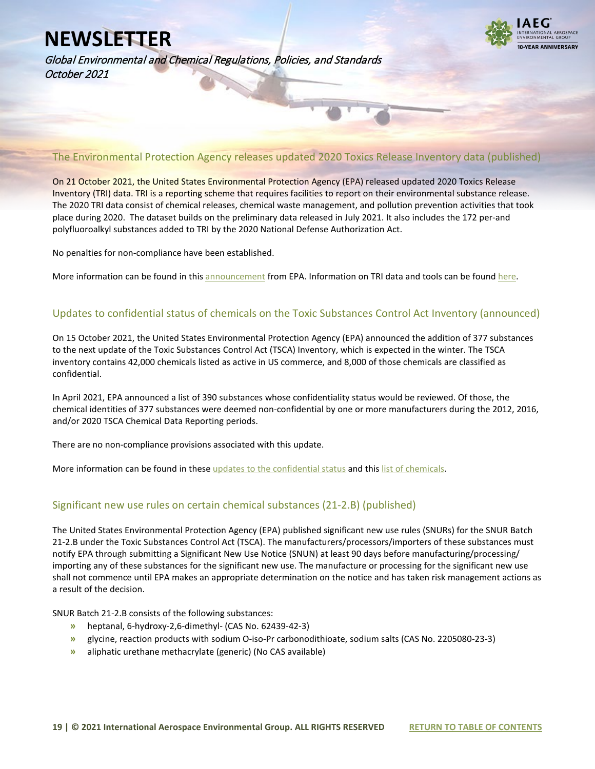## The Environmental Protection Agency releases updated 2020 Toxics Release Inventory data (published)

On 21 October 2021, the United States Environmental Protection Agency (EPA) released updated 2020 Toxics Release Inventory (TRI) data. TRI is a reporting scheme that requires facilities to report on their environmental substance release. The 2020 TRI data consist of chemical releases, chemical waste management, and pollution prevention activities that took place during 2020. The dataset builds on the preliminary data released in July 2021. It also includes the 172 per-and polyfluoroalkyl substances added to TRI by the 2020 National Defense Authorization Act.

No penalties for non-compliance have been established.

More information can be found in this announcement from EPA. Information on TRI data and tools can be found here.

## Updates to confidential status of chemicals on the Toxic Substances Control Act Inventory (announced)

On 15 October 2021, the United States Environmental Protection Agency (EPA) announced the addition of 377 substances to the next update of the Toxic Substances Control Act (TSCA) Inventory, which is expected in the winter. The TSCA inventory contains 42,000 chemicals listed as active in US commerce, and 8,000 of those chemicals are classified as confidential.

In April 2021, EPA announced a list of 390 substances whose confidentiality status would be reviewed. Of those, the chemical identities of 377 substances were deemed non-confidential by one or more manufacturers during the 2012, 2016, and/or 2020 TSCA Chemical Data Reporting periods.

There are no non-compliance provisions associated with this update.

More information can be found in these updates to the confidential status and this list of chemicals.

## Significant new use rules on certain chemical substances (21-2.B) (published)

The United States Environmental Protection Agency (EPA) published significant new use rules (SNURs) for the SNUR Batch 21-2.B under the Toxic Substances Control Act (TSCA). The manufacturers/processors/importers of these substances must notify EPA through submitting a Significant New Use Notice (SNUN) at least 90 days before manufacturing/processing/ importing any of these substances for the significant new use. The manufacture or processing for the significant new use shall not commence until EPA makes an appropriate determination on the notice and has taken risk management actions as a result of the decision.

SNUR Batch 21-2.B consists of the following substances:

- heptanal, 6-hydroxy-2,6-dimethyl- (CAS No. 62439-42-3)
- glycine, reaction products with sodium O-iso-Pr carbonodithioate, sodium salts (CAS No. 2205080-23-3)
- aliphatic urethane methacrylate (generic) (No CAS available)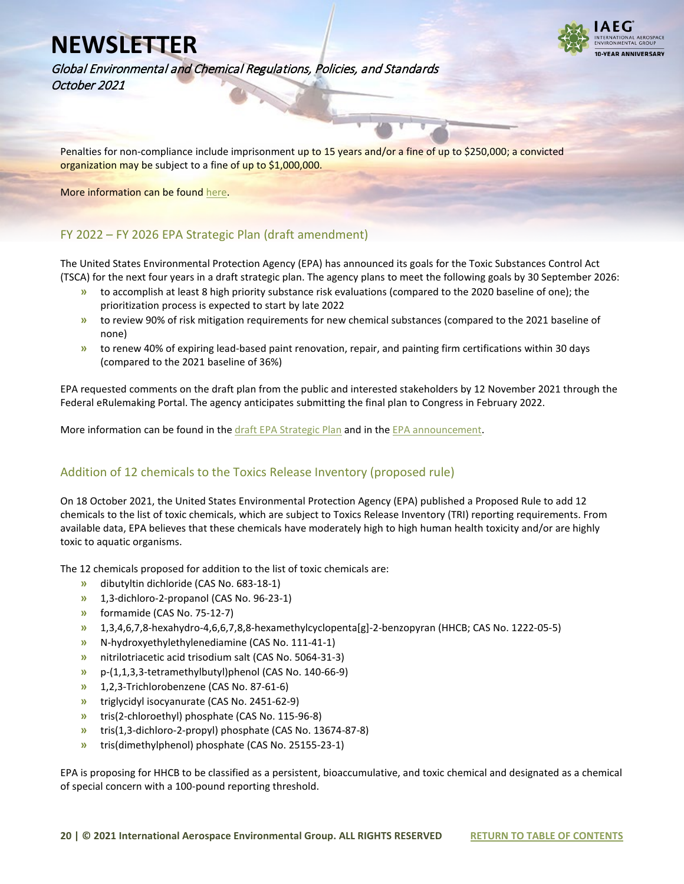Penalties for non-compliance include imprisonment up to 15 years and/or a fine of up to $250,000; a convicted organization may be subject to a fine of up to $1,000,000.

More information can be found here.

## FY 2022 – FY 2026 EPA Strategic Plan (draft amendment)

The United States Environmental Protection Agency (EPA) has announced its goals for the Toxic Substances Control Act (TSCA) for the next four years in a draft strategic plan. The agency plans to meet the following goals by 30 September 2026:

- to accomplish at least 8 high priority substance risk evaluations (compared to the 2020 baseline of one); the prioritization process is expected to start by late 2022
- to review 90% of risk mitigation requirements for new chemical substances (compared to the 2021 baseline of none)
- to renew 40% of expiring lead-based paint renovation, repair, and painting firm certifications within 30 days (compared to the 2021 baseline of 36%)

EPA requested comments on the draft plan from the public and interested stakeholders by 12 November 2021 through the Federal eRulemaking Portal. The agency anticipates submitting the final plan to Congress in February 2022.

More information can be found in the draft EPA Strategic Plan and in the EPA announcement.

## Addition of 12 chemicals to the Toxics Release Inventory (proposed rule)

On 18 October 2021, the United States Environmental Protection Agency (EPA) published a Proposed Rule to add 12 chemicals to the list of toxic chemicals, which are subject to Toxics Release Inventory (TRI) reporting requirements. From available data, EPA believes that these chemicals have moderately high to high human health toxicity and/or are highly toxic to aquatic organisms.

The 12 chemicals proposed for addition to the list of toxic chemicals are:

- dibutyltin dichloride (CAS No. 683-18-1)
- 1,3-dichloro-2-propanol (CAS No. 96-23-1)
- formamide (CAS No. 75-12-7)
- 1,3,4,6,7,8-hexahydro-4,6,6,7,8,8-hexamethylcyclopenta[g]-2-benzopyran (HHCB; CAS No. 1222-05-5)
- N-hydroxyethylethylenediamine (CAS No. 111-41-1)
- nitrilotriacetic acid trisodium salt (CAS No. 5064-31-3)
- p-(1,1,3,3-tetramethylbutyl)phenol (CAS No. 140-66-9)
- 1,2,3-Trichlorobenzene (CAS No. 87-61-6)
- triglycidyl isocyanurate (CAS No. 2451-62-9)
- tris(2-chloroethyl) phosphate (CAS No. 115-96-8)
- tris(1,3-dichloro-2-propyl) phosphate (CAS No. 13674-87-8)
- tris(dimethylphenol) phosphate (CAS No. 25155-23-1)

EPA is proposing for HHCB to be classified as a persistent, bioaccumulative, and toxic chemical and designated as a chemical of special concern with a 100-pound reporting threshold.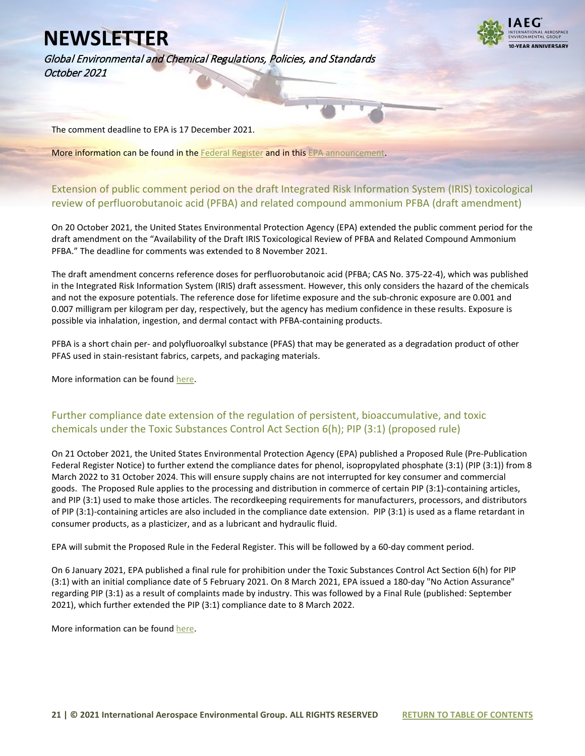The comment deadline to EPA is 17 December 2021.

More information can be found in the [Federal Register]() and in this [EPA announcement]().

## Extension of public comment period on the draft Integrated Risk Information System (IRIS) toxicological review of perfluorobutanoic acid (PFBA) and related compound ammonium PFBA (draft amendment)

On 20 October 2021, the United States Environmental Protection Agency (EPA) extended the public comment period for the draft amendment on the "Availability of the Draft IRIS Toxicological Review of PFBA and Related Compound Ammonium PFBA." The deadline for comments was extended to 8 November 2021.

The draft amendment concerns reference doses for perfluorobutanoic acid (PFBA; CAS No. 375-22-4), which was published in the Integrated Risk Information System (IRIS) draft assessment. However, this only considers the hazard of the chemicals and not the exposure potentials. The reference dose for lifetime exposure and the sub-chronic exposure are 0.001 and 0.007 milligram per kilogram per day, respectively, but the agency has medium confidence in these results. Exposure is possible via inhalation, ingestion, and dermal contact with PFBA-containing products.

PFBA is a short chain per- and polyfluoroalkyl substance (PFAS) that may be generated as a degradation product of other PFAS used in stain-resistant fabrics, carpets, and packaging materials.

More information can be found [here]().

## Further compliance date extension of the regulation of persistent, bioaccumulative, and toxic chemicals under the Toxic Substances Control Act Section 6(h); PIP (3:1) (proposed rule)

On 21 October 2021, the United States Environmental Protection Agency (EPA) published a Proposed Rule (Pre-Publication Federal Register Notice) to further extend the compliance dates for phenol, isopropylated phosphate (3:1) (PIP (3:1)) from 8 March 2022 to 31 October 2024. This will ensure supply chains are not interrupted for key consumer and commercial goods. The Proposed Rule applies to the processing and distribution in commerce of certain PIP (3:1)-containing articles, and PIP (3:1) used to make those articles. The recordkeeping requirements for manufacturers, processors, and distributors of PIP (3:1)-containing articles are also included in the compliance date extension. PIP (3:1) is used as a flame retardant in consumer products, as a plasticizer, and as a lubricant and hydraulic fluid.

EPA will submit the Proposed Rule in the Federal Register. This will be followed by a 60-day comment period.

On 6 January 2021, EPA published a final rule for prohibition under the Toxic Substances Control Act Section 6(h) for PIP (3:1) with an initial compliance date of 5 February 2021. On 8 March 2021, EPA issued a 180-day "No Action Assurance" regarding PIP (3:1) as a result of complaints made by industry. This was followed by a Final Rule (published: September 2021), which further extended the PIP (3:1) compliance date to 8 March 2022.

More information can be found [here]().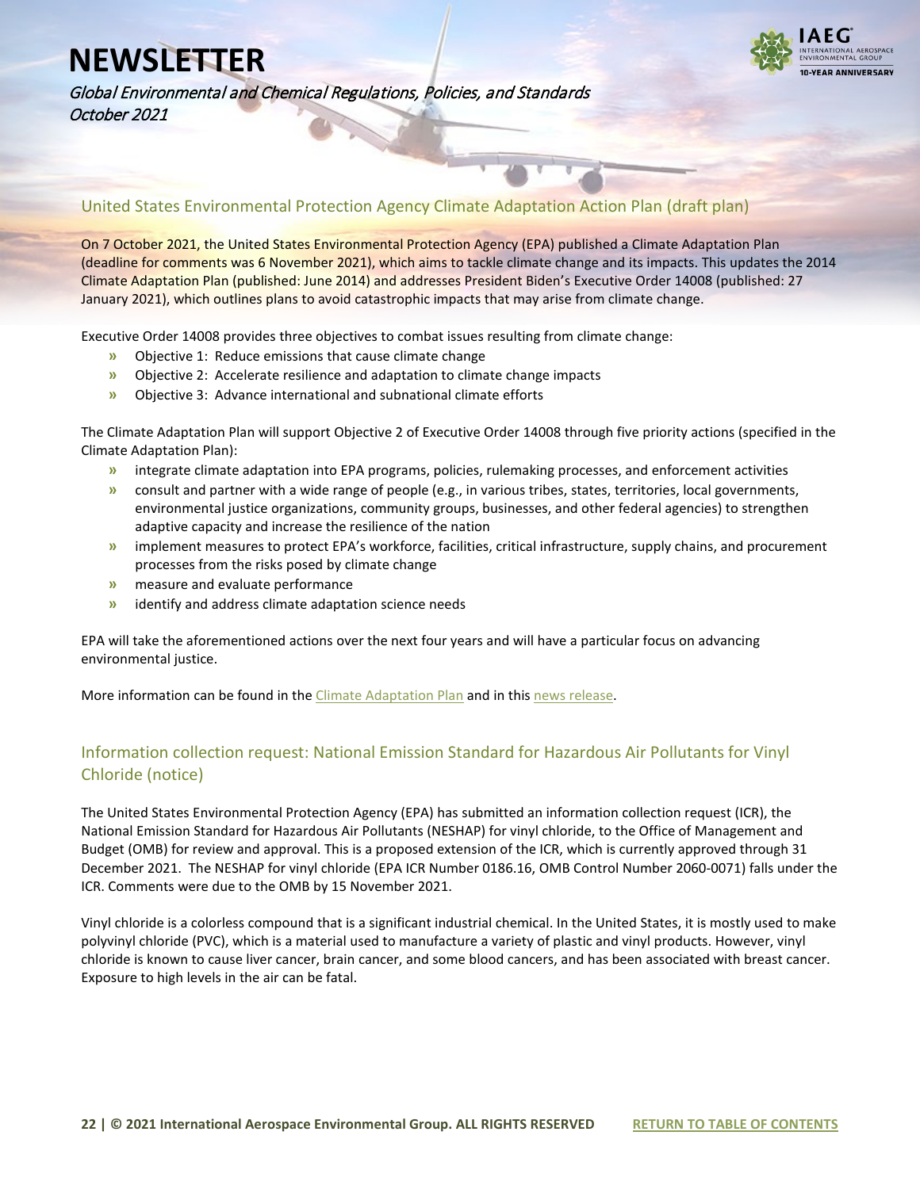## United States Environmental Protection Agency Climate Adaptation Action Plan (draft plan)

On 7 October 2021, the United States Environmental Protection Agency (EPA) published a Climate Adaptation Plan (deadline for comments was 6 November 2021), which aims to tackle climate change and its impacts. This updates the 2014 Climate Adaptation Plan (published: June 2014) and addresses President Biden's Executive Order 14008 (published: 27 January 2021), which outlines plans to avoid catastrophic impacts that may arise from climate change.

Executive Order 14008 provides three objectives to combat issues resulting from climate change:

- Objective 1: Reduce emissions that cause climate change
- Objective 2: Accelerate resilience and adaptation to climate change impacts
- Objective 3: Advance international and subnational climate efforts

The Climate Adaptation Plan will support Objective 2 of Executive Order 14008 through five priority actions (specified in the Climate Adaptation Plan):

- integrate climate adaptation into EPA programs, policies, rulemaking processes, and enforcement activities
- consult and partner with a wide range of people (e.g., in various tribes, states, territories, local governments, environmental justice organizations, community groups, businesses, and other federal agencies) to strengthen adaptive capacity and increase the resilience of the nation
- implement measures to protect EPA's workforce, facilities, critical infrastructure, supply chains, and procurement processes from the risks posed by climate change
- measure and evaluate performance
- identify and address climate adaptation science needs

EPA will take the aforementioned actions over the next four years and will have a particular focus on advancing environmental justice.

More information can be found in the Climate Adaptation Plan and in this news release.

## Information collection request: National Emission Standard for Hazardous Air Pollutants for Vinyl Chloride (notice)

The United States Environmental Protection Agency (EPA) has submitted an information collection request (ICR), the National Emission Standard for Hazardous Air Pollutants (NESHAP) for vinyl chloride, to the Office of Management and Budget (OMB) for review and approval. This is a proposed extension of the ICR, which is currently approved through 31 December 2021. The NESHAP for vinyl chloride (EPA ICR Number 0186.16, OMB Control Number 2060-0071) falls under the ICR. Comments were due to the OMB by 15 November 2021.

Vinyl chloride is a colorless compound that is a significant industrial chemical. In the United States, it is mostly used to make polyvinyl chloride (PVC), which is a material used to manufacture a variety of plastic and vinyl products. However, vinyl chloride is known to cause liver cancer, brain cancer, and some blood cancers, and has been associated with breast cancer. Exposure to high levels in the air can be fatal.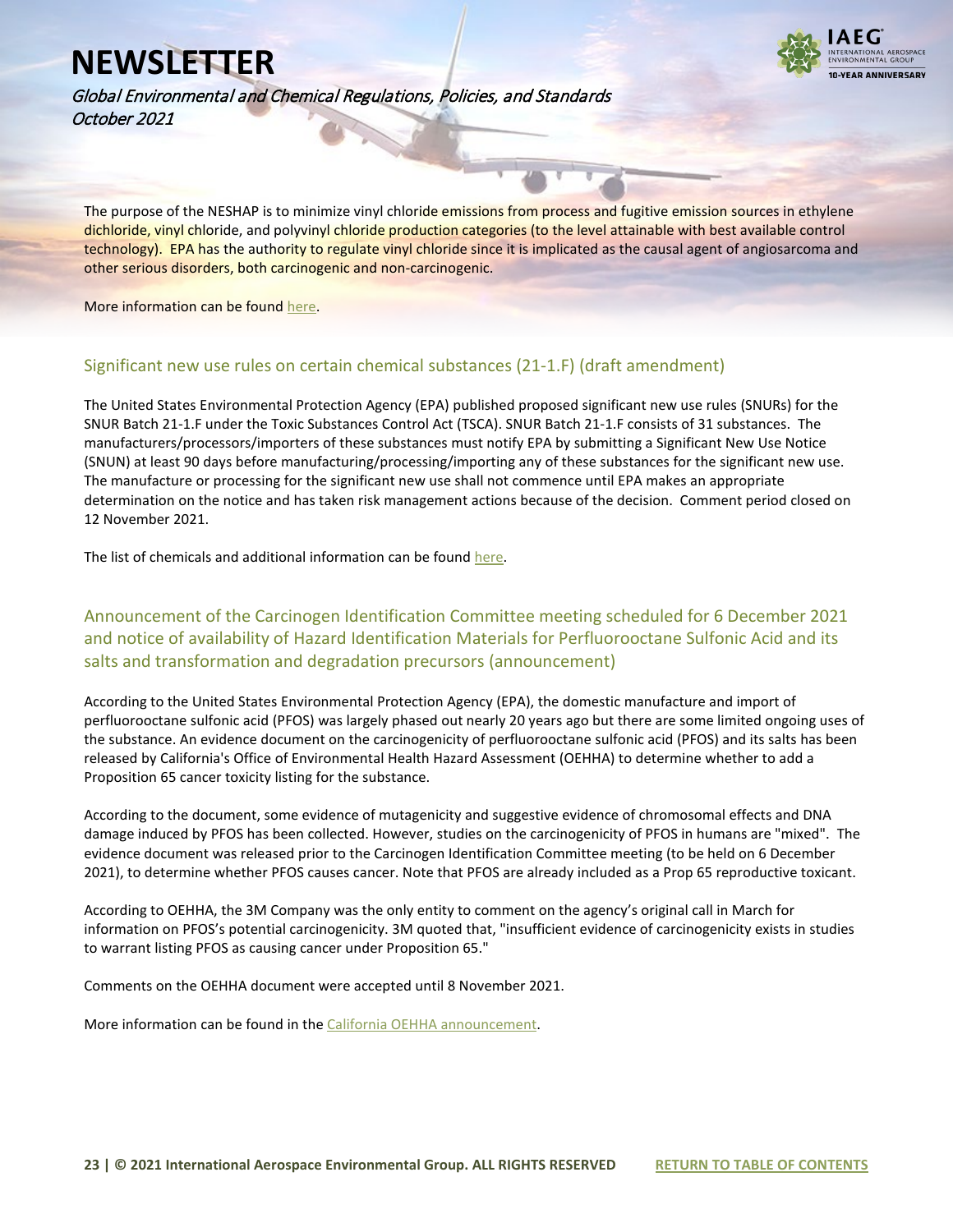The purpose of the NESHAP is to minimize vinyl chloride emissions from process and fugitive emission sources in ethylene dichloride, vinyl chloride, and polyvinyl chloride production categories (to the level attainable with best available control technology). EPA has the authority to regulate vinyl chloride since it is implicated as the causal agent of angiosarcoma and other serious disorders, both carcinogenic and non-carcinogenic.

More information can be found here.

## Significant new use rules on certain chemical substances (21-1.F) (draft amendment)

The United States Environmental Protection Agency (EPA) published proposed significant new use rules (SNURs) for the SNUR Batch 21-1.F under the Toxic Substances Control Act (TSCA). SNUR Batch 21-1.F consists of 31 substances. The manufacturers/processors/importers of these substances must notify EPA by submitting a Significant New Use Notice (SNUN) at least 90 days before manufacturing/processing/importing any of these substances for the significant new use. The manufacture or processing for the significant new use shall not commence until EPA makes an appropriate determination on the notice and has taken risk management actions because of the decision. Comment period closed on 12 November 2021.

The list of chemicals and additional information can be found here.

## Announcement of the Carcinogen Identification Committee meeting scheduled for 6 December 2021 and notice of availability of Hazard Identification Materials for Perfluorooctane Sulfonic Acid and its salts and transformation and degradation precursors (announcement)

According to the United States Environmental Protection Agency (EPA), the domestic manufacture and import of perfluorooctane sulfonic acid (PFOS) was largely phased out nearly 20 years ago but there are some limited ongoing uses of the substance. An evidence document on the carcinogenicity of perfluorooctane sulfonic acid (PFOS) and its salts has been released by California's Office of Environmental Health Hazard Assessment (OEHHA) to determine whether to add a Proposition 65 cancer toxicity listing for the substance.

According to the document, some evidence of mutagenicity and suggestive evidence of chromosomal effects and DNA damage induced by PFOS has been collected. However, studies on the carcinogenicity of PFOS in humans are "mixed". The evidence document was released prior to the Carcinogen Identification Committee meeting (to be held on 6 December 2021), to determine whether PFOS causes cancer. Note that PFOS are already included as a Prop 65 reproductive toxicant.

According to OEHHA, the 3M Company was the only entity to comment on the agency's original call in March for information on PFOS's potential carcinogenicity. 3M quoted that, "insufficient evidence of carcinogenicity exists in studies to warrant listing PFOS as causing cancer under Proposition 65."

Comments on the OEHHA document were accepted until 8 November 2021.

More information can be found in the California OEHHA announcement.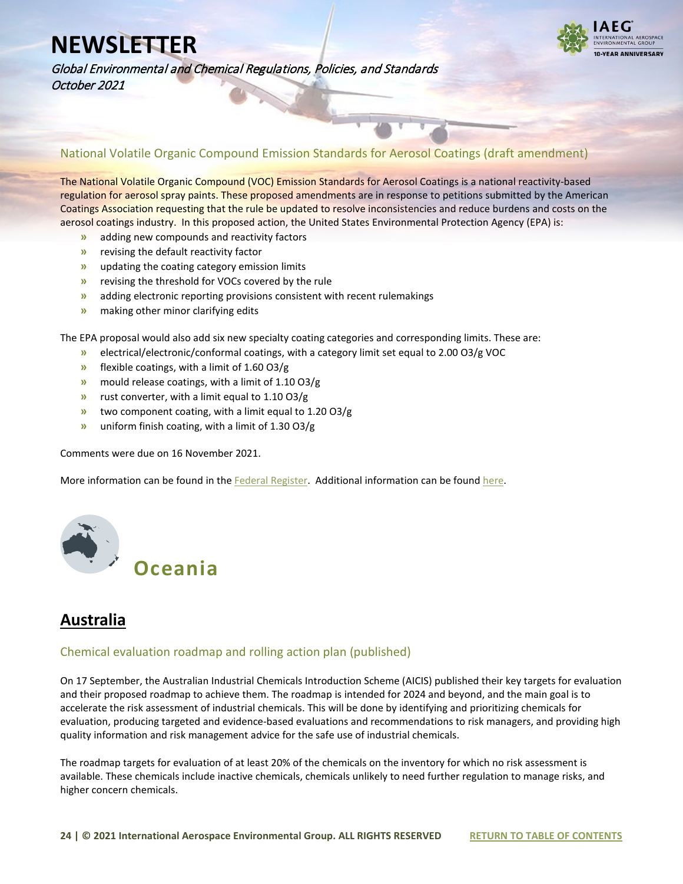### National Volatile Organic Compound Emission Standards for Aerosol Coatings (draft amendment)

The National Volatile Organic Compound (VOC) Emission Standards for Aerosol Coatings is a national reactivity-based regulation for aerosol spray paints. These proposed amendments are in response to petitions submitted by the American Coatings Association requesting that the rule be updated to resolve inconsistencies and reduce burdens and costs on the aerosol coatings industry. In this proposed action, the United States Environmental Protection Agency (EPA) is:

- adding new compounds and reactivity factors
- revising the default reactivity factor
- updating the coating category emission limits
- revising the threshold for VOCs covered by the rule
- adding electronic reporting provisions consistent with recent rulemakings
- making other minor clarifying edits

The EPA proposal would also add six new specialty coating categories and corresponding limits. These are:

- electrical/electronic/conformal coatings, with a category limit set equal to 2.00 $O_3$/g VOC
- flexible coatings, with a limit of 1.60 $O_3$/g
- mould release coatings, with a limit of 1.10 $O_3$/g
- rust converter, with a limit equal to 1.10 $O_3$/g
- two component coating, with a limit equal to 1.20 $O_3$/g
- uniform finish coating, with a limit of 1.30 $O_3$/g

Comments were due on 16 November 2021.

More information can be found in the Federal Register. Additional information can be found here.

# Oceania

## Australia

### Chemical evaluation roadmap and rolling action plan (published)

On 17 September, the Australian Industrial Chemicals Introduction Scheme (AICIS) published their key targets for evaluation and their proposed roadmap to achieve them. The roadmap is intended for 2024 and beyond, and the main goal is to accelerate the risk assessment of industrial chemicals. This will be done by identifying and prioritizing chemicals for evaluation, producing targeted and evidence-based evaluations and recommendations to risk managers, and providing high quality information and risk management advice for the safe use of industrial chemicals.

The roadmap targets for evaluation of at least 20% of the chemicals on the inventory for which no risk assessment is available. These chemicals include inactive chemicals, chemicals unlikely to need further regulation to manage risks, and higher concern chemicals.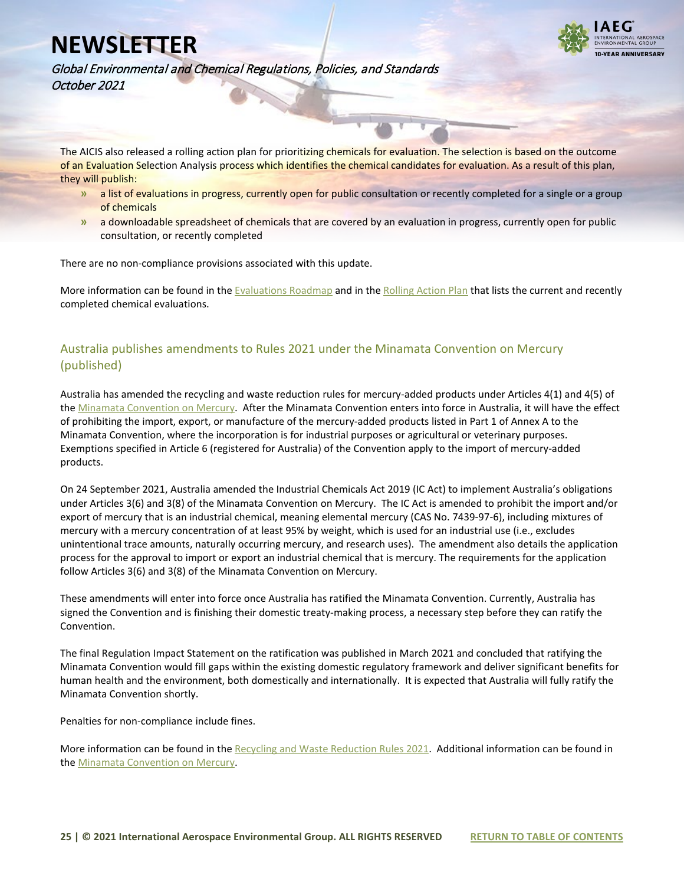The AICIS also released a rolling action plan for prioritizing chemicals for evaluation. The selection is based on the outcome of an Evaluation Selection Analysis process which identifies the chemical candidates for evaluation. As a result of this plan, they will publish:

- a list of evaluations in progress, currently open for public consultation or recently completed for a single or a group of chemicals
- a downloadable spreadsheet of chemicals that are covered by an evaluation in progress, currently open for public consultation, or recently completed

There are no non-compliance provisions associated with this update.

More information can be found in the Evaluations Roadmap and in the Rolling Action Plan that lists the current and recently completed chemical evaluations.

## Australia publishes amendments to Rules 2021 under the Minamata Convention on Mercury (published)

Australia has amended the recycling and waste reduction rules for mercury-added products under Articles 4(1) and 4(5) of the Minamata Convention on Mercury. After the Minamata Convention enters into force in Australia, it will have the effect of prohibiting the import, export, or manufacture of the mercury-added products listed in Part 1 of Annex A to the Minamata Convention, where the incorporation is for industrial purposes or agricultural or veterinary purposes. Exemptions specified in Article 6 (registered for Australia) of the Convention apply to the import of mercury-added products.

On 24 September 2021, Australia amended the Industrial Chemicals Act 2019 (IC Act) to implement Australia's obligations under Articles 3(6) and 3(8) of the Minamata Convention on Mercury. The IC Act is amended to prohibit the import and/or export of mercury that is an industrial chemical, meaning elemental mercury (CAS No. 7439-97-6), including mixtures of mercury with a mercury concentration of at least 95% by weight, which is used for an industrial use (i.e., excludes unintentional trace amounts, naturally occurring mercury, and research uses). The amendment also details the application process for the approval to import or export an industrial chemical that is mercury. The requirements for the application follow Articles 3(6) and 3(8) of the Minamata Convention on Mercury.

These amendments will enter into force once Australia has ratified the Minamata Convention. Currently, Australia has signed the Convention and is finishing their domestic treaty-making process, a necessary step before they can ratify the Convention.

The final Regulation Impact Statement on the ratification was published in March 2021 and concluded that ratifying the Minamata Convention would fill gaps within the existing domestic regulatory framework and deliver significant benefits for human health and the environment, both domestically and internationally. It is expected that Australia will fully ratify the Minamata Convention shortly.

Penalties for non-compliance include fines.

More information can be found in the Recycling and Waste Reduction Rules 2021. Additional information can be found in the Minamata Convention on Mercury.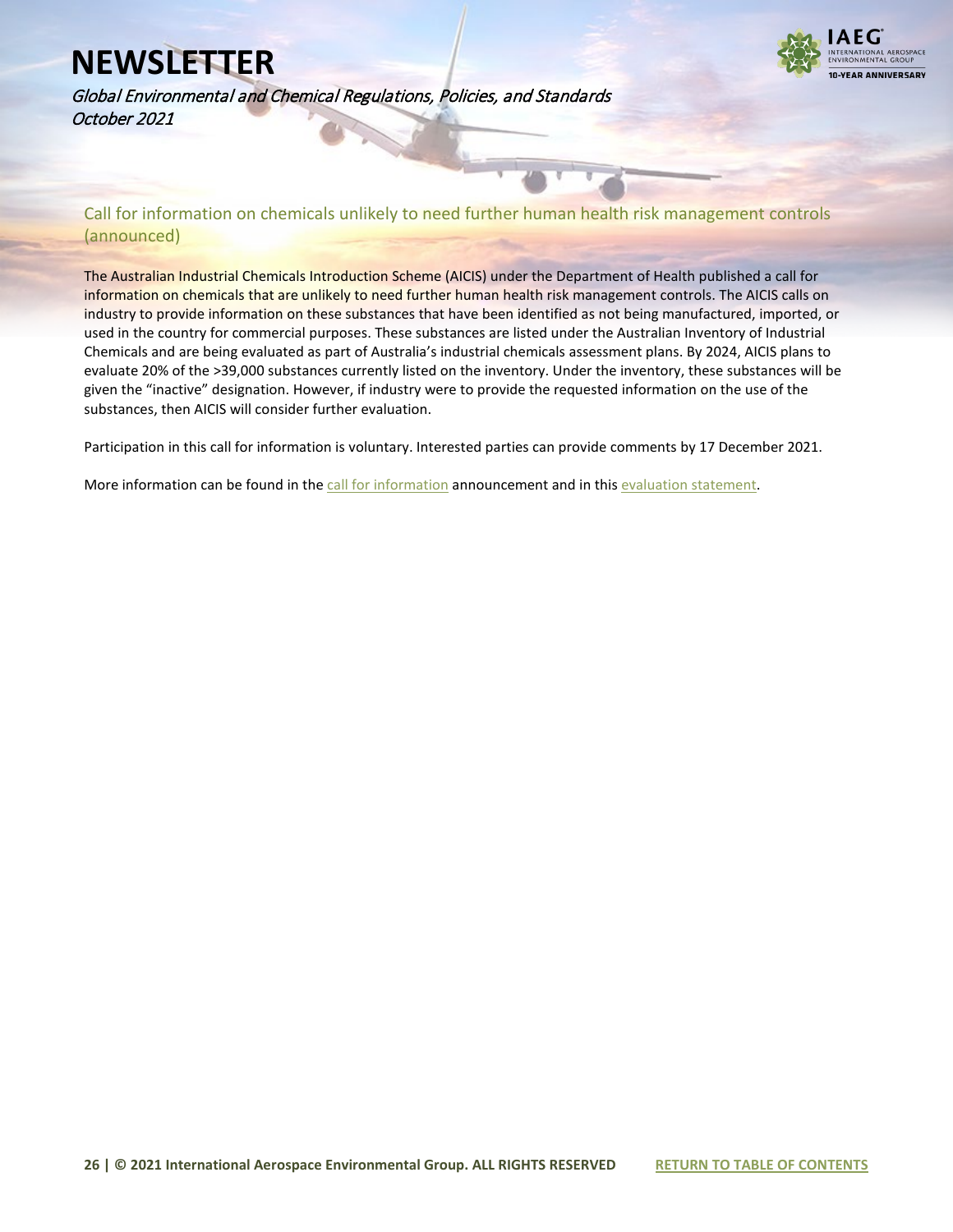## Call for information on chemicals unlikely to need further human health risk management controls (announced)

The Australian Industrial Chemicals Introduction Scheme (AICIS) under the Department of Health published a call for information on chemicals that are unlikely to need further human health risk management controls. The AICIS calls on industry to provide information on these substances that have been identified as not being manufactured, imported, or used in the country for commercial purposes. These substances are listed under the Australian Inventory of Industrial Chemicals and are being evaluated as part of Australia's industrial chemicals assessment plans. By 2024, AICIS plans to evaluate 20% of the >39,000 substances currently listed on the inventory. Under the inventory, these substances will be given the "inactive" designation. However, if industry were to provide the requested information on the use of the substances, then AICIS will consider further evaluation.

Participation in this call for information is voluntary. Interested parties can provide comments by 17 December 2021.

More information can be found in the call for information announcement and in this evaluation statement.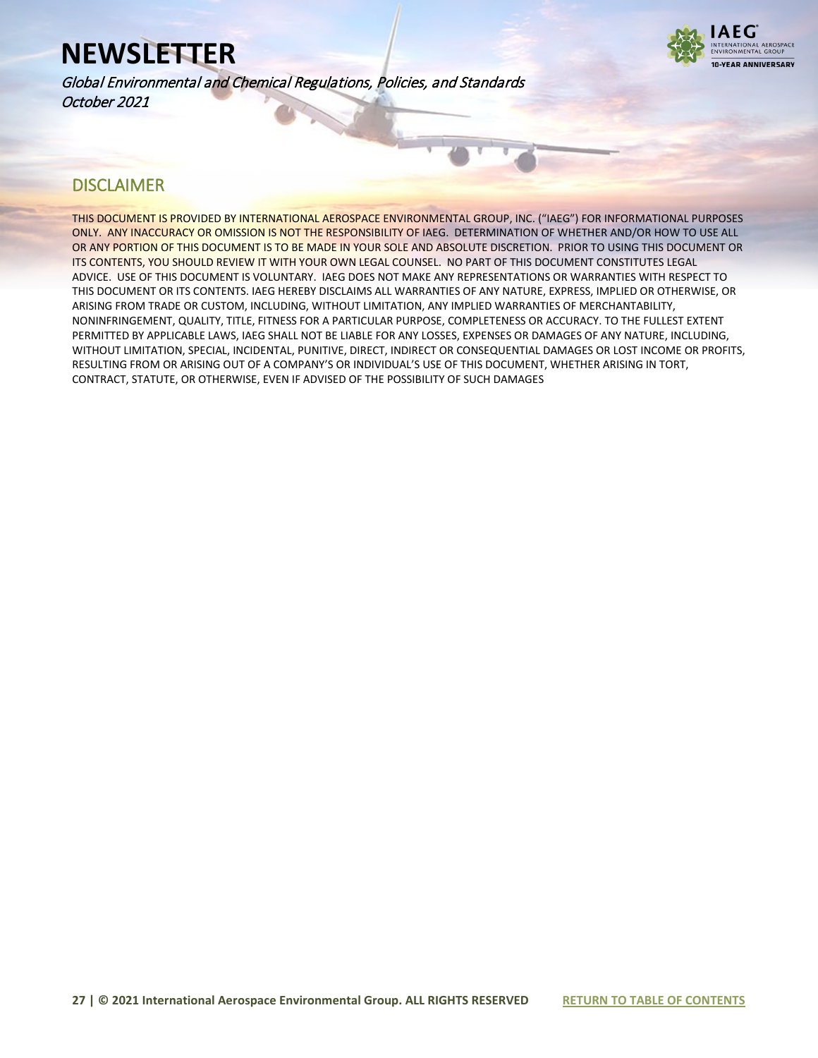## DISCLAIMER

THIS DOCUMENT IS PROVIDED BY INTERNATIONAL AEROSPACE ENVIRONMENTAL GROUP, INC. ("IAEG") FOR INFORMATIONAL PURPOSES ONLY. ANY INACCURACY OR OMISSION IS NOT THE RESPONSIBILITY OF IAEG. DETERMINATION OF WHETHER AND/OR HOW TO USE ALL OR ANY PORTION OF THIS DOCUMENT IS TO BE MADE IN YOUR SOLE AND ABSOLUTE DISCRETION. PRIOR TO USING THIS DOCUMENT OR ITS CONTENTS, YOU SHOULD REVIEW IT WITH YOUR OWN LEGAL COUNSEL. NO PART OF THIS DOCUMENT CONSTITUTES LEGAL ADVICE. USE OF THIS DOCUMENT IS VOLUNTARY. IAEG DOES NOT MAKE ANY REPRESENTATIONS OR WARRANTIES WITH RESPECT TO THIS DOCUMENT OR ITS CONTENTS. IAEG HEREBY DISCLAIMS ALL WARRANTIES OF ANY NATURE, EXPRESS, IMPLIED OR OTHERWISE, OR ARISING FROM TRADE OR CUSTOM, INCLUDING, WITHOUT LIMITATION, ANY IMPLIED WARRANTIES OF MERCHANTABILITY, NONINFRINGEMENT, QUALITY, TITLE, FITNESS FOR A PARTICULAR PURPOSE, COMPLETENESS OR ACCURACY. TO THE FULLEST EXTENT PERMITTED BY APPLICABLE LAWS, IAEG SHALL NOT BE LIABLE FOR ANY LOSSES, EXPENSES OR DAMAGES OF ANY NATURE, INCLUDING, WITHOUT LIMITATION, SPECIAL, INCIDENTAL, PUNITIVE, DIRECT, INDIRECT OR CONSEQUENTIAL DAMAGES OR LOST INCOME OR PROFITS, RESULTING FROM OR ARISING OUT OF A COMPANY'S OR INDIVIDUAL'S USE OF THIS DOCUMENT, WHETHER ARISING IN TORT, CONTRACT, STATUTE, OR OTHERWISE, EVEN IF ADVISED OF THE POSSIBILITY OF SUCH DAMAGES